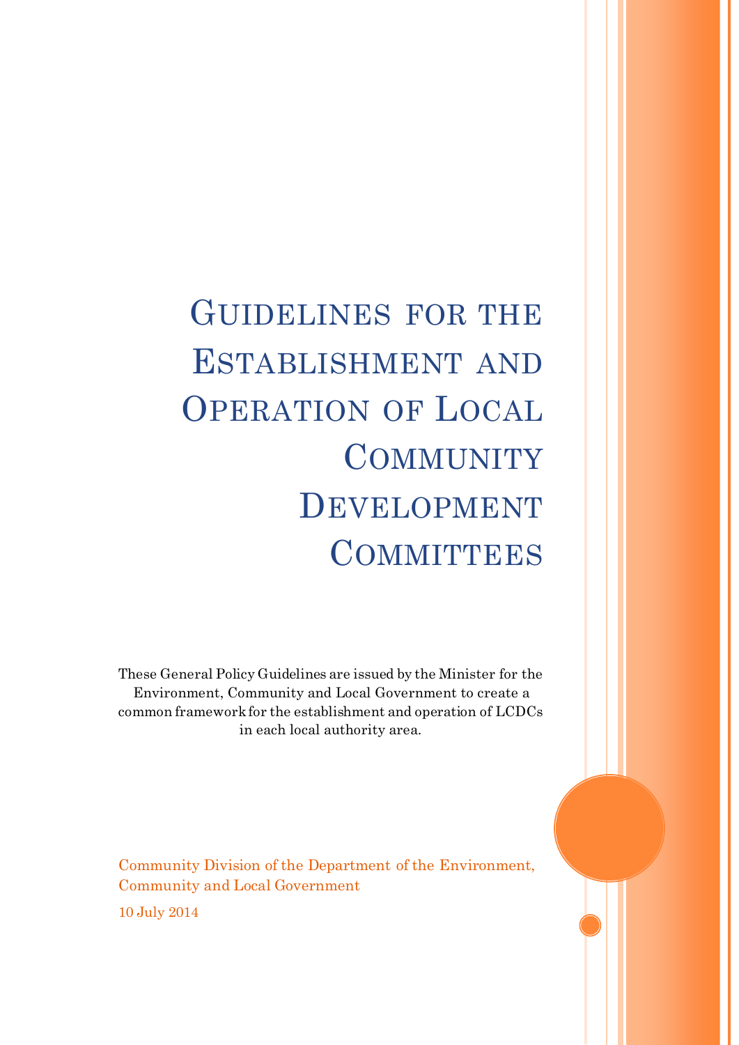# Guidelines for the Establishment and Operation of Local Community Development Committees

These General Policy Guidelines are issued by the Minister for the Environment, Community and Local Government to create a common framework for the establishment and operation of LCDCs in each local authority area.

Community Division of the Department of the Environment, Community and Local Government

10 July 2014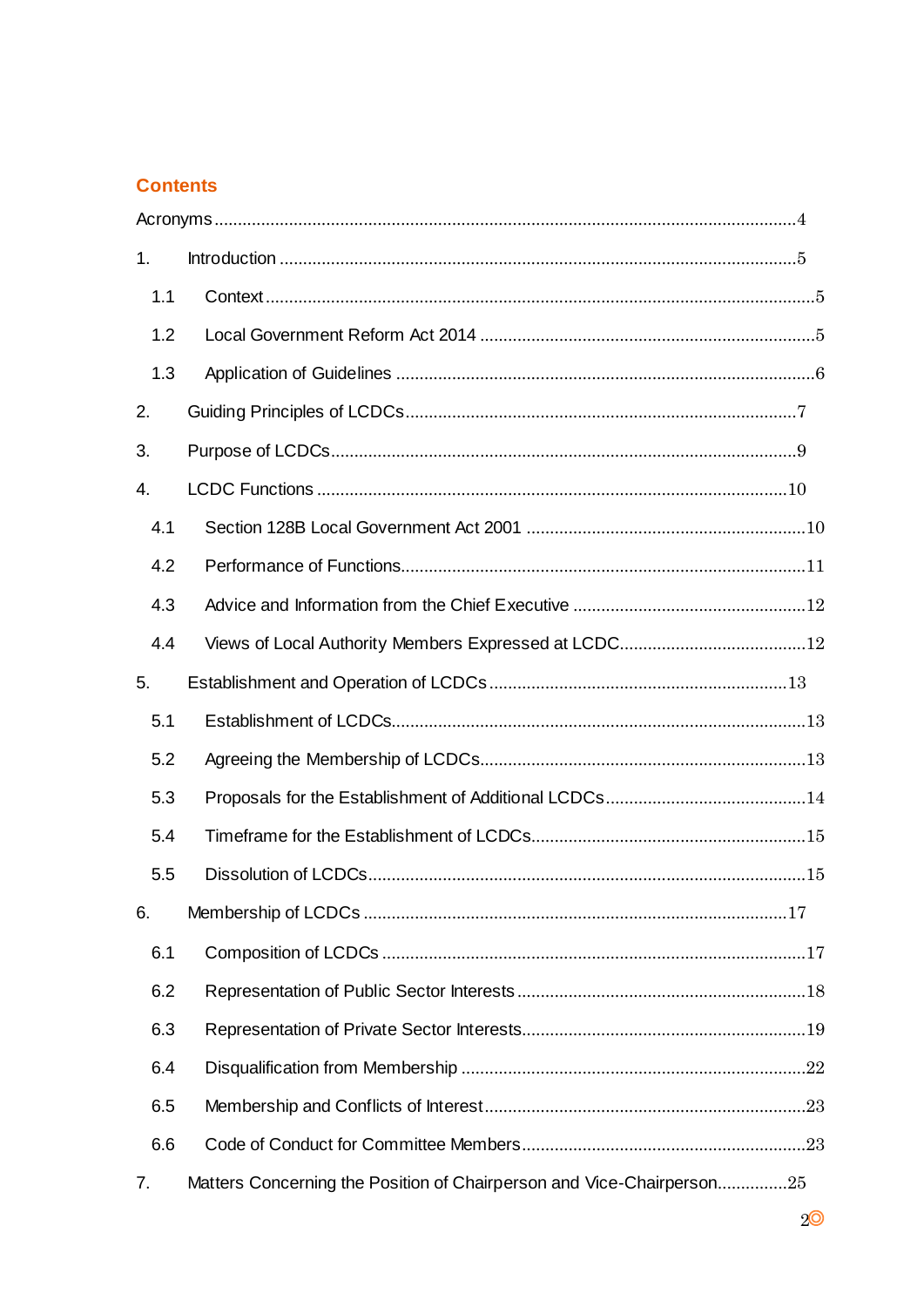## Contents

Acronyms ....................................................................................................................4

1. Introduction ..........................................................................................................5
   - 1.1 Context ..........................................................................................................5
   - 1.2 Local Government Reform Act 2014 ..............................................................5
   - 1.3 Application of Guidelines ...............................................................................6

2. Guiding Principles of LCDCs ..............................................................................7

3. Purpose of LCDCs ..............................................................................................9

4. LCDC Functions ................................................................................................10
   - 4.1 Section 128B Local Government Act 2001 ...................................................10
   - 4.2 Performance of Functions .............................................................................11
   - 4.3 Advice and Information from the Chief Executive .........................................12
   - 4.4 Views of Local Authority Members Expressed at LCDC ................................12

5. Establishment and Operation of LCDCs ...........................................................13
   - 5.1 Establishment of LCDCs ...............................................................................13
   - 5.2 Agreeing the Membership of LCDCs ............................................................13
   - 5.3 Proposals for the Establishment of Additional LCDCs ...................................14
   - 5.4 Timeframe for the Establishment of LCDCs ..................................................15
   - 5.5 Dissolution of LCDCs ....................................................................................15

6. Membership of LCDCs .....................................................................................17
   - 6.1 Composition of LCDCs ..................................................................................17
   - 6.2 Representation of Public Sector Interests .....................................................18
   - 6.3 Representation of Private Sector Interests ....................................................19
   - 6.4 Disqualification from Membership .................................................................22
   - 6.5 Membership and Conflicts of Interest ...........................................................23
   - 6.6 Code of Conduct for Committee Members ....................................................23

7. Matters Concerning the Position of Chairperson and Vice-Chairperson ...............25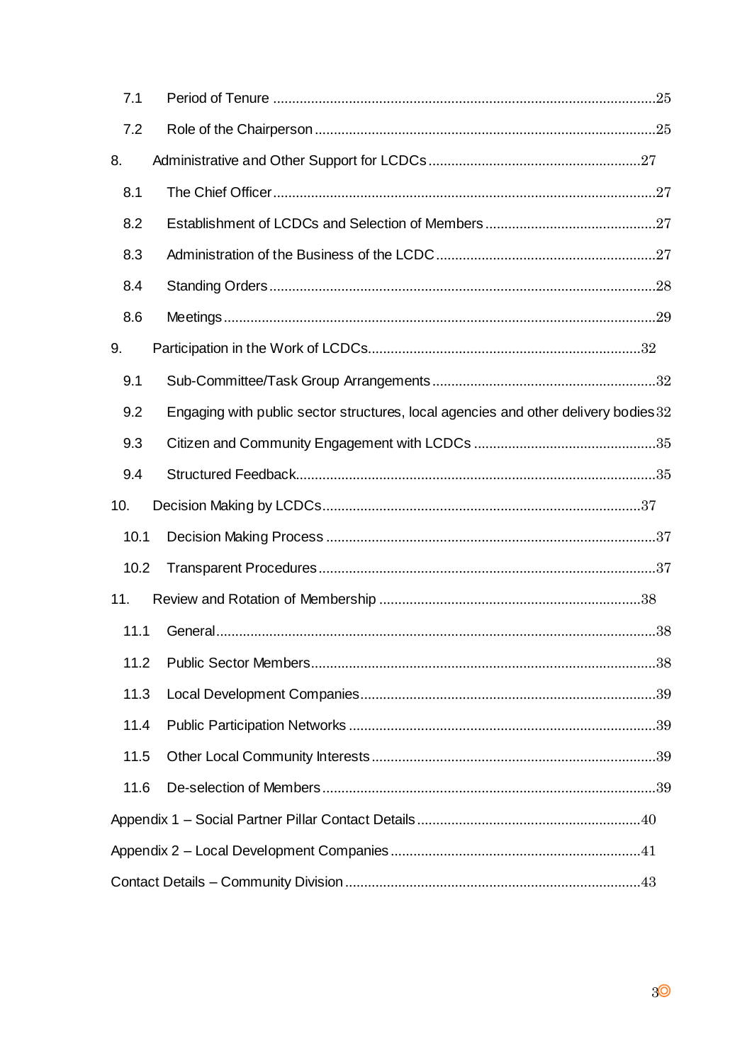7.1 Period of Tenure ....................................................................................................25

7.2 Role of the Chairperson .........................................................................................25

8. Administrative and Other Support for LCDCs .......................................................27

8.1 The Chief Officer....................................................................................................27

8.2 Establishment of LCDCs and Selection of Members .............................................27

8.3 Administration of the Business of the LCDC ..........................................................27

8.4 Standing Orders.....................................................................................................28

8.6 Meetings.................................................................................................................29

9. Participation in the Work of LCDCs.......................................................................32

9.1 Sub-Committee/Task Group Arrangements ...........................................................32

9.2 Engaging with public sector structures, local agencies and other delivery bodies 32

9.3 Citizen and Community Engagement with LCDCs ................................................35

9.4 Structured Feedback..............................................................................................35

10. Decision Making by LCDCs...................................................................................37

10.1 Decision Making Process ......................................................................................37

10.2 Transparent Procedures........................................................................................37

11. Review and Rotation of Membership ....................................................................38

11.1 General...................................................................................................................38

11.2 Public Sector Members..........................................................................................38

11.3 Local Development Companies.............................................................................39

11.4 Public Participation Networks ................................................................................39

11.5 Other Local Community Interests ..........................................................................39

11.6 De-selection of Members.......................................................................................39

Appendix 1 – Social Partner Pillar Contact Details ...........................................................40

Appendix 2 – Local Development Companies .................................................................41

Contact Details – Community Division .............................................................................43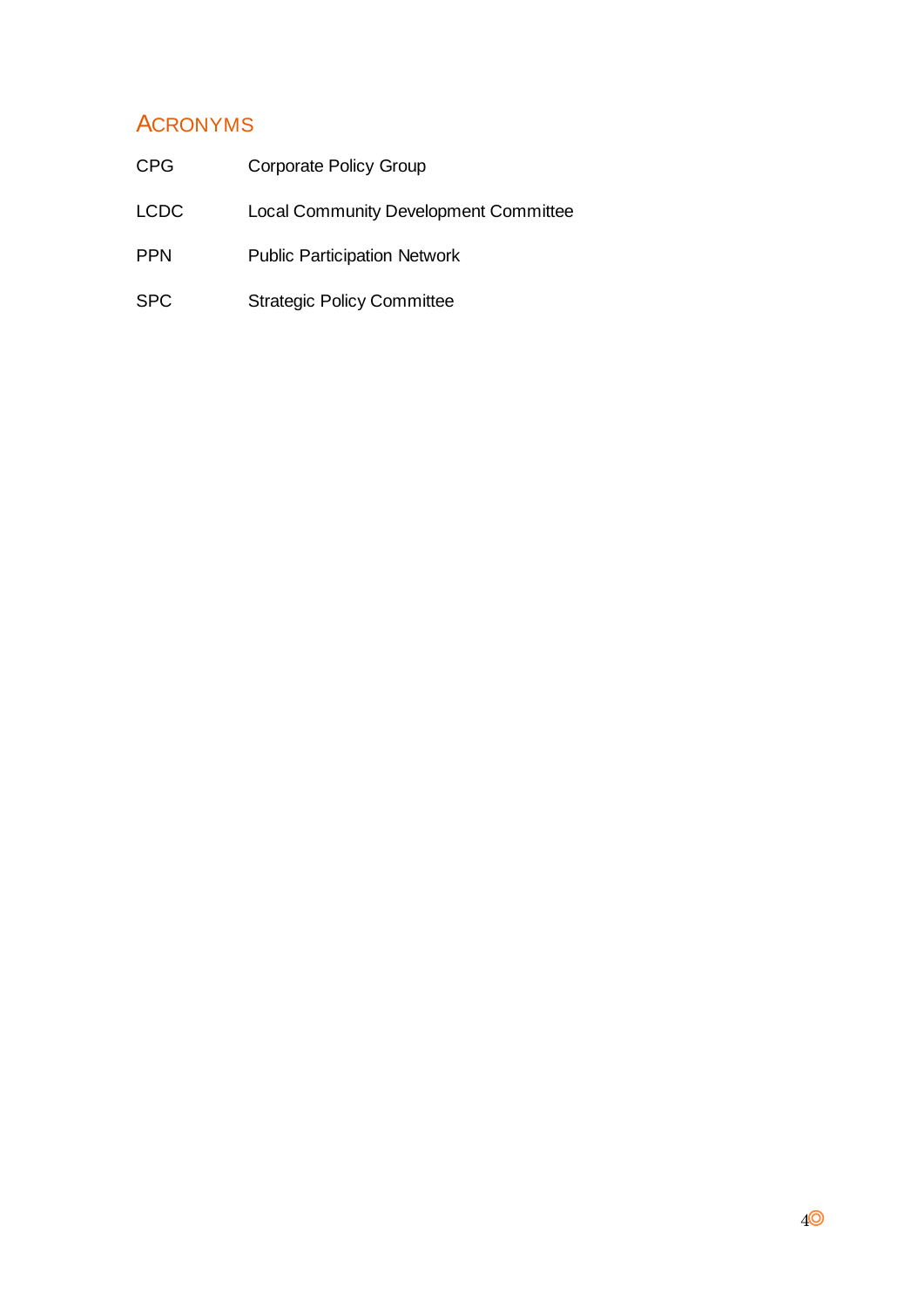## ACRONYMS

| | |
|---|---|
| CPG | Corporate Policy Group |
| LCDC | Local Community Development Committee |
| PPN | Public Participation Network |
| SPC | Strategic Policy Committee |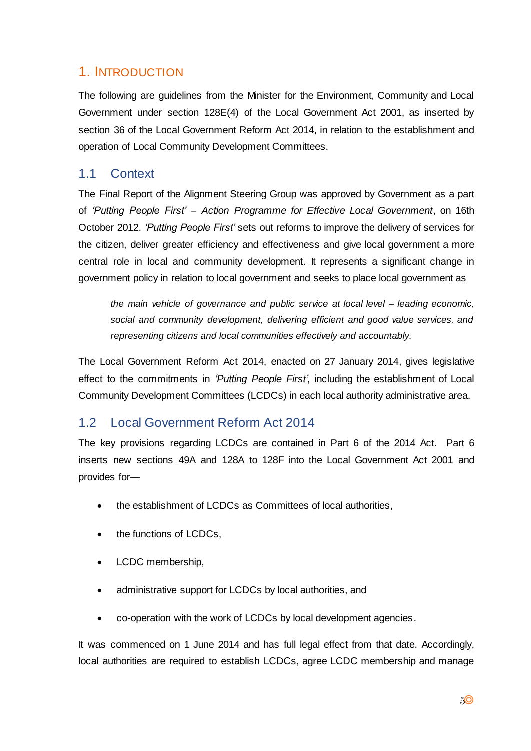# 1. Introduction

The following are guidelines from the Minister for the Environment, Community and Local Government under section 128E(4) of the Local Government Act 2001, as inserted by section 36 of the Local Government Reform Act 2014, in relation to the establishment and operation of Local Community Development Committees.

## 1.1 Context

The Final Report of the Alignment Steering Group was approved by Government as a part of *'Putting People First' – Action Programme for Effective Local Government*, on 16th October 2012. *'Putting People First'* sets out reforms to improve the delivery of services for the citizen, deliver greater efficiency and effectiveness and give local government a more central role in local and community development. It represents a significant change in government policy in relation to local government and seeks to place local government as

> *the main vehicle of governance and public service at local level – leading economic, social and community development, delivering efficient and good value services, and representing citizens and local communities effectively and accountably.*

The Local Government Reform Act 2014, enacted on 27 January 2014, gives legislative effect to the commitments in *'Putting People First'*, including the establishment of Local Community Development Committees (LCDCs) in each local authority administrative area.

## 1.2 Local Government Reform Act 2014

The key provisions regarding LCDCs are contained in Part 6 of the 2014 Act. Part 6 inserts new sections 49A and 128A to 128F into the Local Government Act 2001 and provides for—

- the establishment of LCDCs as Committees of local authorities,
- the functions of LCDCs,
- LCDC membership,
- administrative support for LCDCs by local authorities, and
- co-operation with the work of LCDCs by local development agencies.

It was commenced on 1 June 2014 and has full legal effect from that date. Accordingly, local authorities are required to establish LCDCs, agree LCDC membership and manage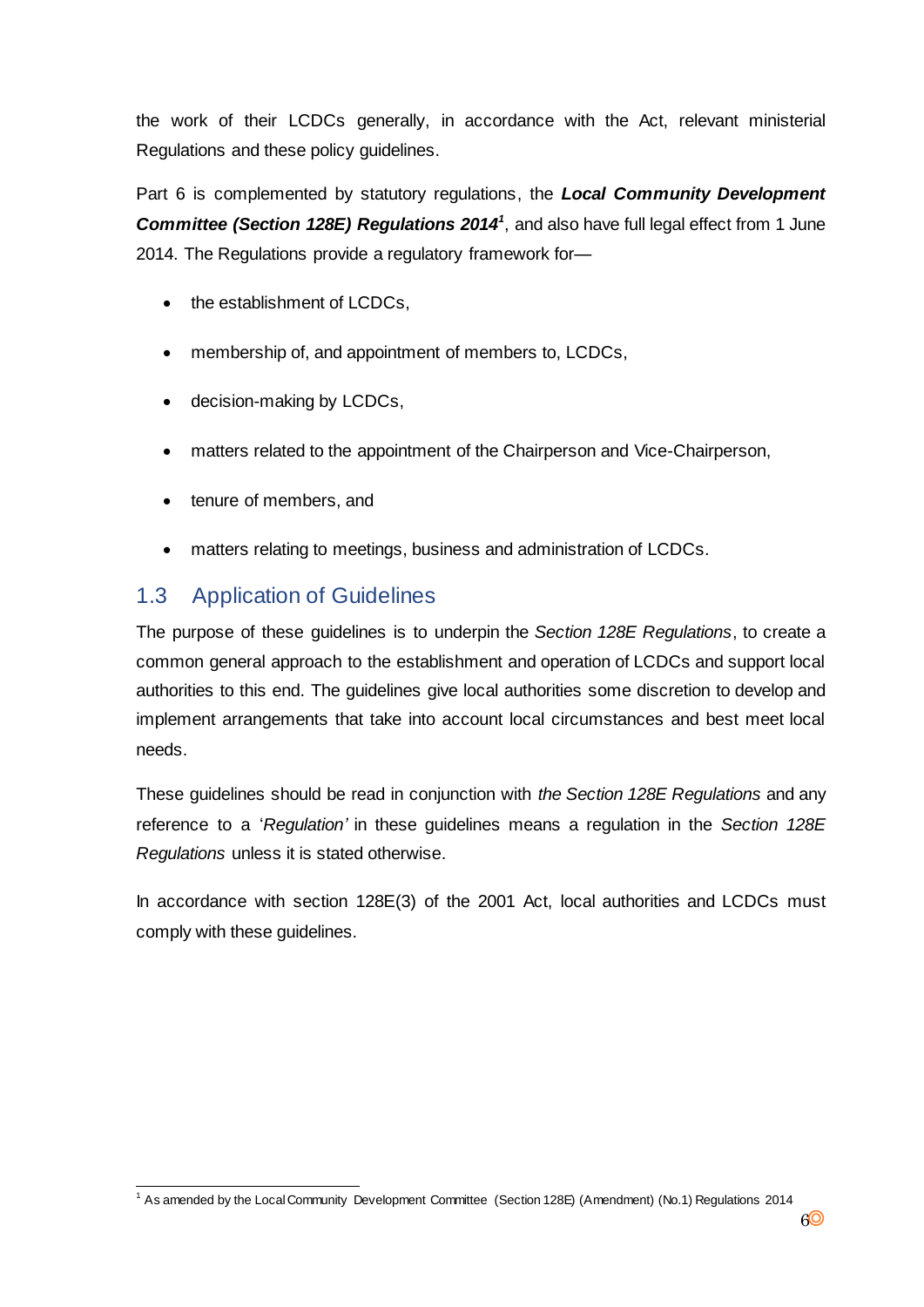the work of their LCDCs generally, in accordance with the Act, relevant ministerial Regulations and these policy guidelines.

Part 6 is complemented by statutory regulations, the ***Local Community Development Committee (Section 128E) Regulations 2014***[1], and also have full legal effect from 1 June 2014. The Regulations provide a regulatory framework for—

- the establishment of LCDCs,
- membership of, and appointment of members to, LCDCs,
- decision-making by LCDCs,
- matters related to the appointment of the Chairperson and Vice-Chairperson,
- tenure of members, and
- matters relating to meetings, business and administration of LCDCs.

## 1.3 Application of Guidelines

The purpose of these guidelines is to underpin the *Section 128E Regulations*, to create a common general approach to the establishment and operation of LCDCs and support local authorities to this end. The guidelines give local authorities some discretion to develop and implement arrangements that take into account local circumstances and best meet local needs.

These guidelines should be read in conjunction with *the Section 128E Regulations* and any reference to a '*Regulation'* in these guidelines means a regulation in the *Section 128E Regulations* unless it is stated otherwise.

In accordance with section 128E(3) of the 2001 Act, local authorities and LCDCs must comply with these guidelines.

---

[1] As amended by the Local Community Development Committee (Section 128E) (Amendment) (No.1) Regulations 2014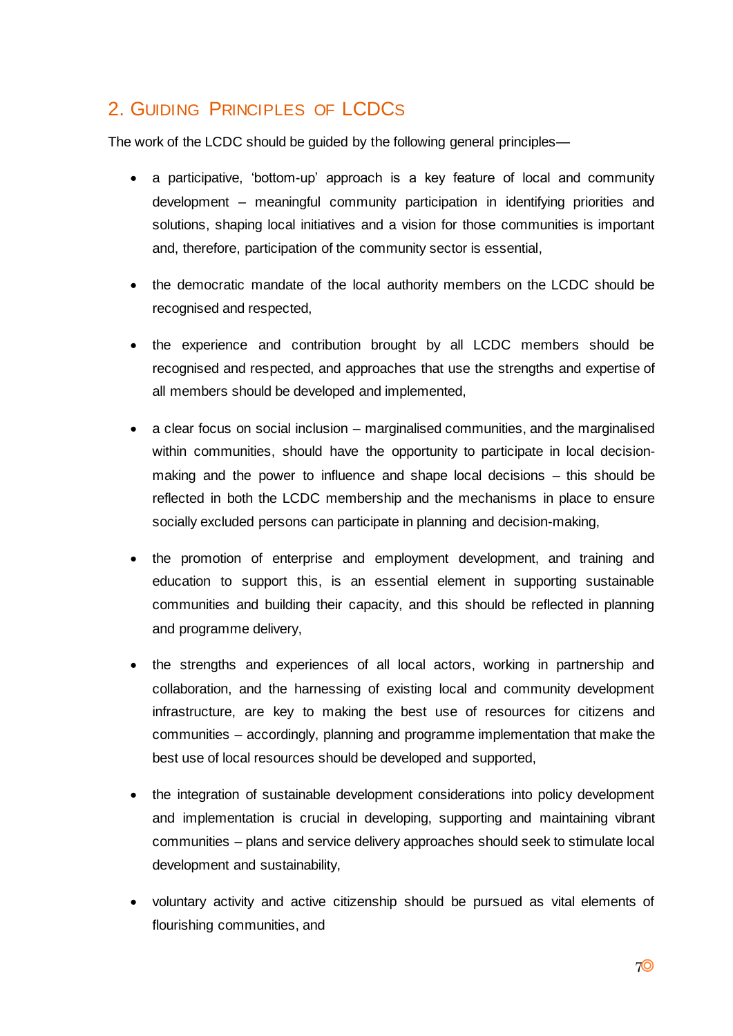## 2. Guiding Principles of LCDCs

The work of the LCDC should be guided by the following general principles—

- a participative, 'bottom-up' approach is a key feature of local and community development – meaningful community participation in identifying priorities and solutions, shaping local initiatives and a vision for those communities is important and, therefore, participation of the community sector is essential,

- the democratic mandate of the local authority members on the LCDC should be recognised and respected,

- the experience and contribution brought by all LCDC members should be recognised and respected, and approaches that use the strengths and expertise of all members should be developed and implemented,

- a clear focus on social inclusion – marginalised communities, and the marginalised within communities, should have the opportunity to participate in local decision-making and the power to influence and shape local decisions – this should be reflected in both the LCDC membership and the mechanisms in place to ensure socially excluded persons can participate in planning and decision-making,

- the promotion of enterprise and employment development, and training and education to support this, is an essential element in supporting sustainable communities and building their capacity, and this should be reflected in planning and programme delivery,

- the strengths and experiences of all local actors, working in partnership and collaboration, and the harnessing of existing local and community development infrastructure, are key to making the best use of resources for citizens and communities – accordingly, planning and programme implementation that make the best use of local resources should be developed and supported,

- the integration of sustainable development considerations into policy development and implementation is crucial in developing, supporting and maintaining vibrant communities – plans and service delivery approaches should seek to stimulate local development and sustainability,

- voluntary activity and active citizenship should be pursued as vital elements of flourishing communities, and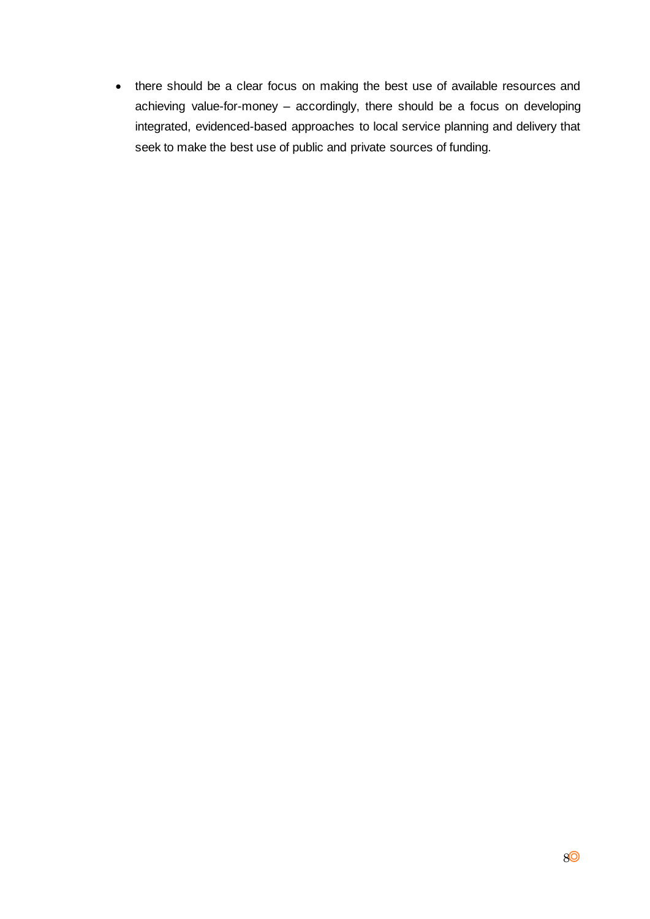- there should be a clear focus on making the best use of available resources and achieving value-for-money – accordingly, there should be a focus on developing integrated, evidenced-based approaches to local service planning and delivery that seek to make the best use of public and private sources of funding.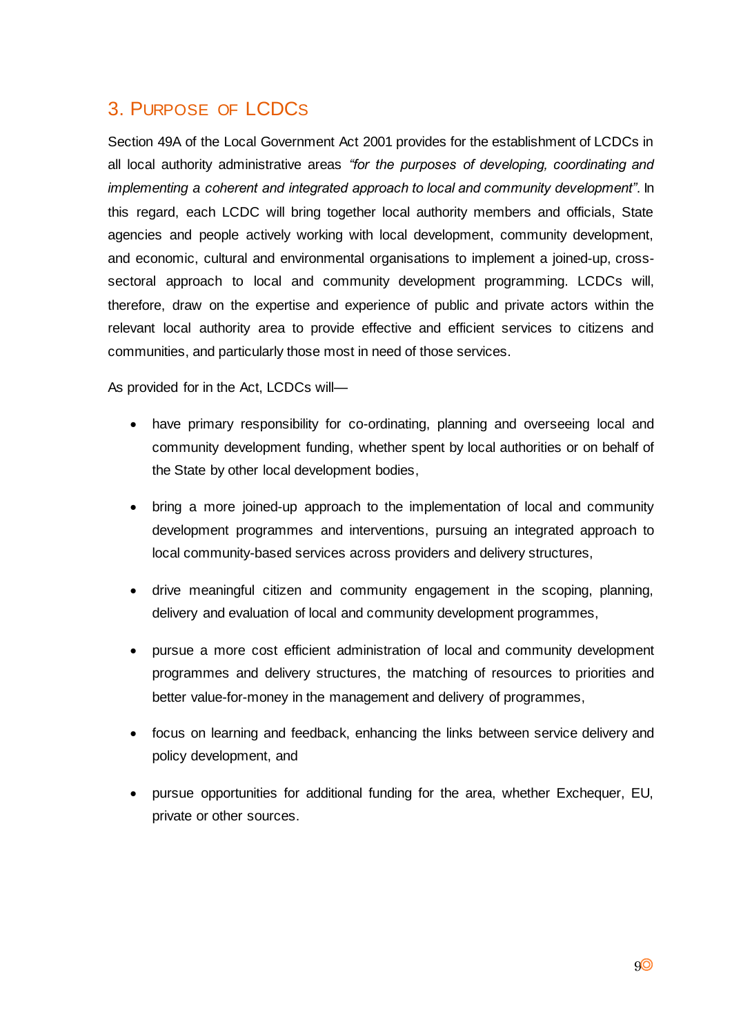## 3. Purpose of LCDCs

Section 49A of the Local Government Act 2001 provides for the establishment of LCDCs in all local authority administrative areas *"for the purposes of developing, coordinating and implementing a coherent and integrated approach to local and community development"*. In this regard, each LCDC will bring together local authority members and officials, State agencies and people actively working with local development, community development, and economic, cultural and environmental organisations to implement a joined-up, cross-sectoral approach to local and community development programming. LCDCs will, therefore, draw on the expertise and experience of public and private actors within the relevant local authority area to provide effective and efficient services to citizens and communities, and particularly those most in need of those services.

As provided for in the Act, LCDCs will—

- have primary responsibility for co-ordinating, planning and overseeing local and community development funding, whether spent by local authorities or on behalf of the State by other local development bodies,
- bring a more joined-up approach to the implementation of local and community development programmes and interventions, pursuing an integrated approach to local community-based services across providers and delivery structures,
- drive meaningful citizen and community engagement in the scoping, planning, delivery and evaluation of local and community development programmes,
- pursue a more cost efficient administration of local and community development programmes and delivery structures, the matching of resources to priorities and better value-for-money in the management and delivery of programmes,
- focus on learning and feedback, enhancing the links between service delivery and policy development, and
- pursue opportunities for additional funding for the area, whether Exchequer, EU, private or other sources.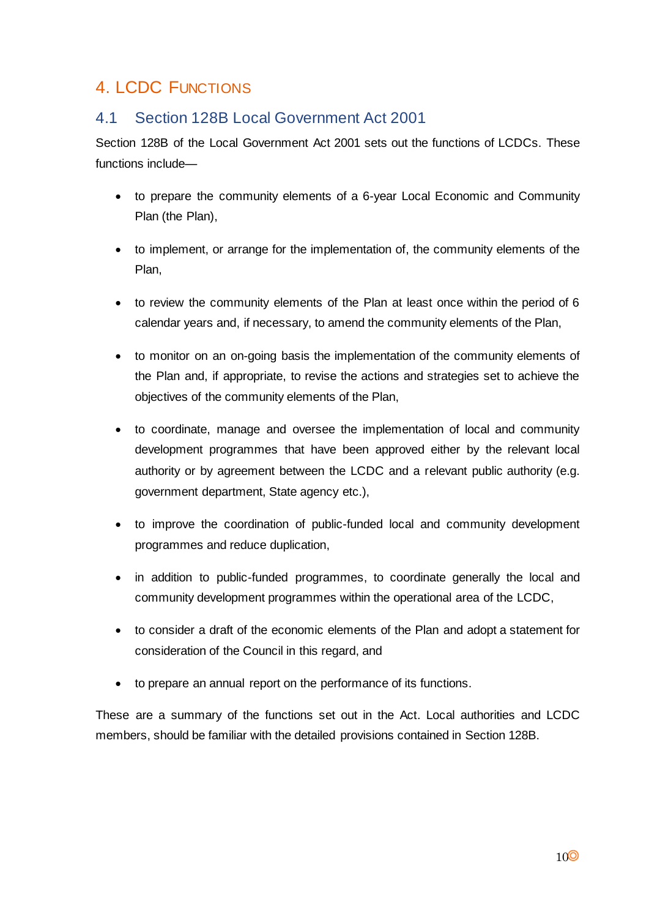# 4. LCDC Functions

## 4.1 Section 128B Local Government Act 2001

Section 128B of the Local Government Act 2001 sets out the functions of LCDCs. These functions include—

- to prepare the community elements of a 6-year Local Economic and Community Plan (the Plan),
- to implement, or arrange for the implementation of, the community elements of the Plan,
- to review the community elements of the Plan at least once within the period of 6 calendar years and, if necessary, to amend the community elements of the Plan,
- to monitor on an on-going basis the implementation of the community elements of the Plan and, if appropriate, to revise the actions and strategies set to achieve the objectives of the community elements of the Plan,
- to coordinate, manage and oversee the implementation of local and community development programmes that have been approved either by the relevant local authority or by agreement between the LCDC and a relevant public authority (e.g. government department, State agency etc.),
- to improve the coordination of public-funded local and community development programmes and reduce duplication,
- in addition to public-funded programmes, to coordinate generally the local and community development programmes within the operational area of the LCDC,
- to consider a draft of the economic elements of the Plan and adopt a statement for consideration of the Council in this regard, and
- to prepare an annual report on the performance of its functions.

These are a summary of the functions set out in the Act. Local authorities and LCDC members, should be familiar with the detailed provisions contained in Section 128B.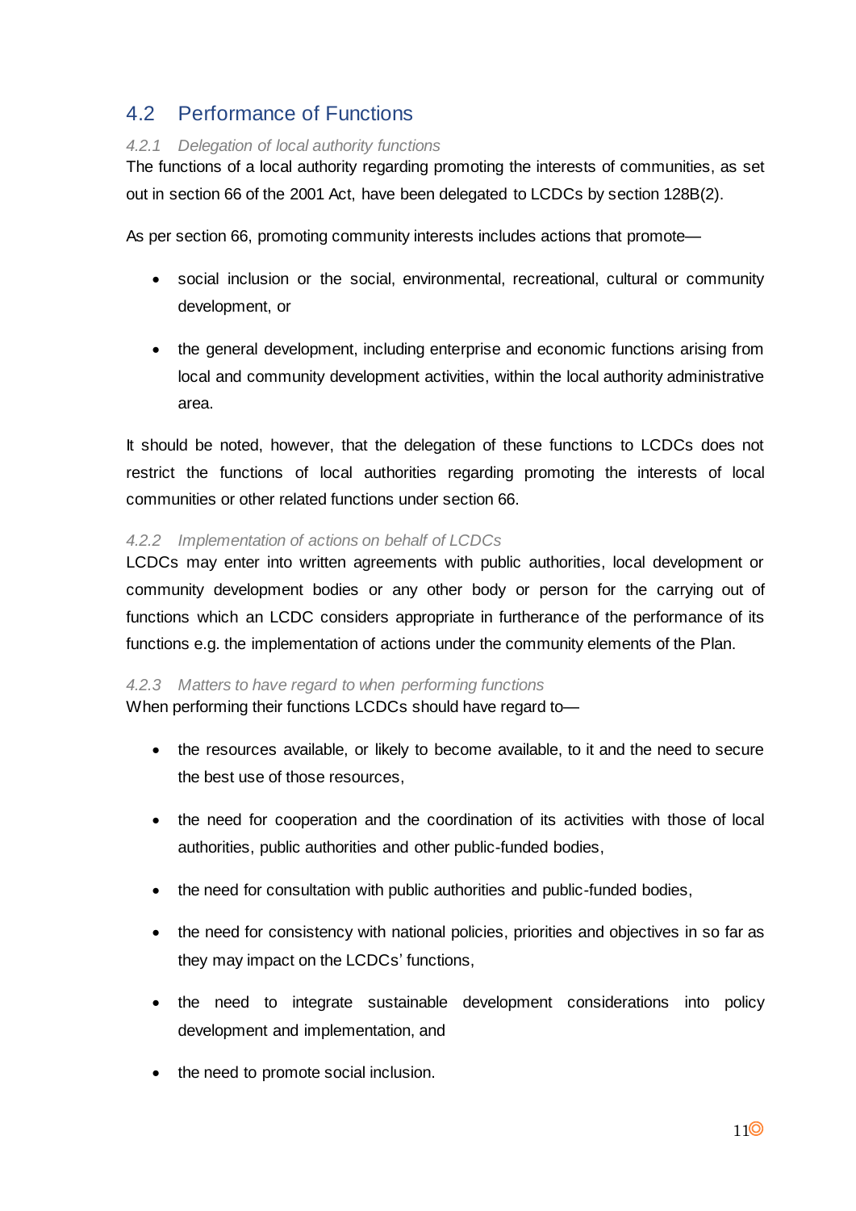## 4.2 Performance of Functions

### *4.2.1 Delegation of local authority functions*

The functions of a local authority regarding promoting the interests of communities, as set out in section 66 of the 2001 Act, have been delegated to LCDCs by section 128B(2).

As per section 66, promoting community interests includes actions that promote—

- social inclusion or the social, environmental, recreational, cultural or community development, or
- the general development, including enterprise and economic functions arising from local and community development activities, within the local authority administrative area.

It should be noted, however, that the delegation of these functions to LCDCs does not restrict the functions of local authorities regarding promoting the interests of local communities or other related functions under section 66.

### *4.2.2 Implementation of actions on behalf of LCDCs*

LCDCs may enter into written agreements with public authorities, local development or community development bodies or any other body or person for the carrying out of functions which an LCDC considers appropriate in furtherance of the performance of its functions e.g. the implementation of actions under the community elements of the Plan.

### *4.2.3 Matters to have regard to when performing functions*

When performing their functions LCDCs should have regard to—

- the resources available, or likely to become available, to it and the need to secure the best use of those resources,
- the need for cooperation and the coordination of its activities with those of local authorities, public authorities and other public-funded bodies,
- the need for consultation with public authorities and public-funded bodies,
- the need for consistency with national policies, priorities and objectives in so far as they may impact on the LCDCs' functions,
- the need to integrate sustainable development considerations into policy development and implementation, and
- the need to promote social inclusion.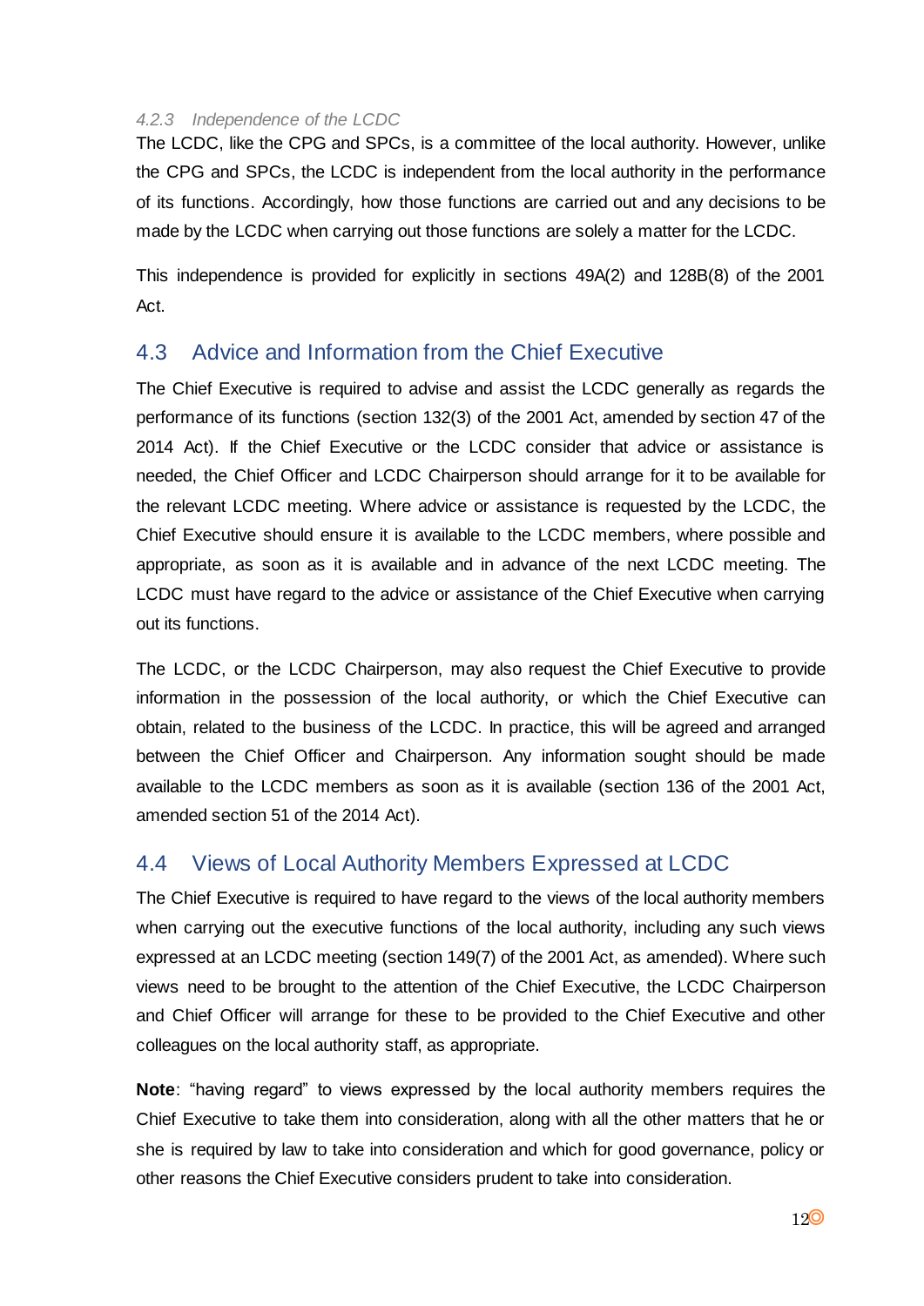#### *4.2.3 Independence of the LCDC*

The LCDC, like the CPG and SPCs, is a committee of the local authority. However, unlike the CPG and SPCs, the LCDC is independent from the local authority in the performance of its functions. Accordingly, how those functions are carried out and any decisions to be made by the LCDC when carrying out those functions are solely a matter for the LCDC.

This independence is provided for explicitly in sections 49A(2) and 128B(8) of the 2001 Act.

## 4.3 Advice and Information from the Chief Executive

The Chief Executive is required to advise and assist the LCDC generally as regards the performance of its functions (section 132(3) of the 2001 Act, amended by section 47 of the 2014 Act). If the Chief Executive or the LCDC consider that advice or assistance is needed, the Chief Officer and LCDC Chairperson should arrange for it to be available for the relevant LCDC meeting. Where advice or assistance is requested by the LCDC, the Chief Executive should ensure it is available to the LCDC members, where possible and appropriate, as soon as it is available and in advance of the next LCDC meeting. The LCDC must have regard to the advice or assistance of the Chief Executive when carrying out its functions.

The LCDC, or the LCDC Chairperson, may also request the Chief Executive to provide information in the possession of the local authority, or which the Chief Executive can obtain, related to the business of the LCDC. In practice, this will be agreed and arranged between the Chief Officer and Chairperson. Any information sought should be made available to the LCDC members as soon as it is available (section 136 of the 2001 Act, amended section 51 of the 2014 Act).

## 4.4 Views of Local Authority Members Expressed at LCDC

The Chief Executive is required to have regard to the views of the local authority members when carrying out the executive functions of the local authority, including any such views expressed at an LCDC meeting (section 149(7) of the 2001 Act, as amended). Where such views need to be brought to the attention of the Chief Executive, the LCDC Chairperson and Chief Officer will arrange for these to be provided to the Chief Executive and other colleagues on the local authority staff, as appropriate.

**Note**: "having regard" to views expressed by the local authority members requires the Chief Executive to take them into consideration, along with all the other matters that he or she is required by law to take into consideration and which for good governance, policy or other reasons the Chief Executive considers prudent to take into consideration.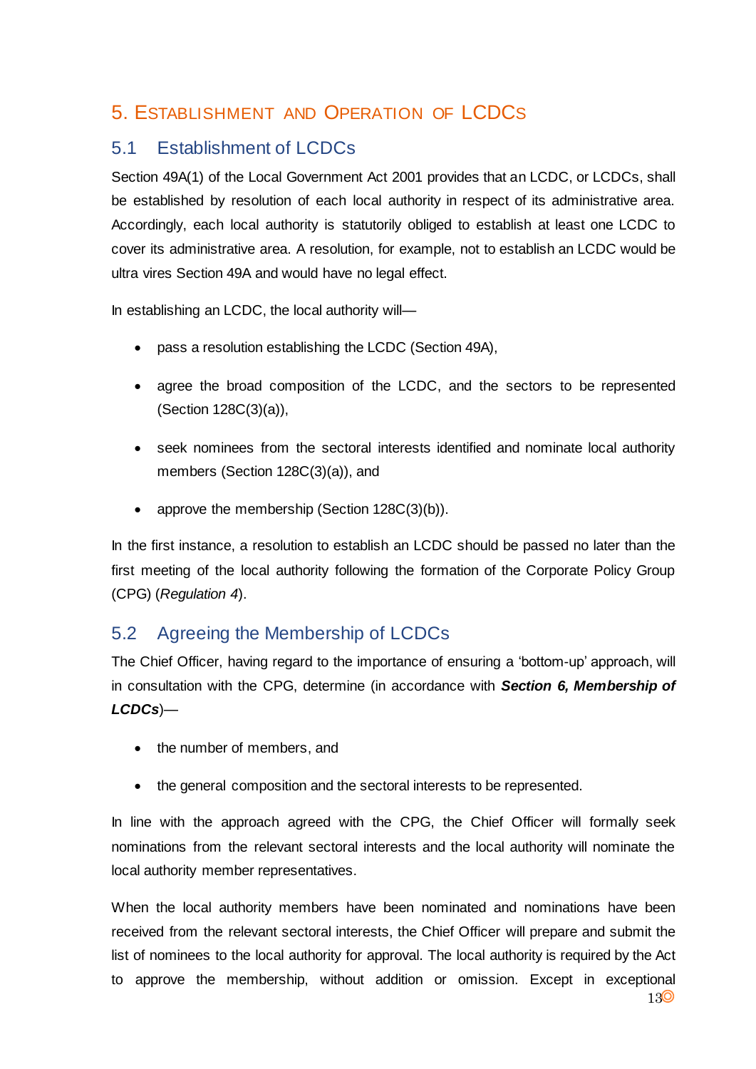# 5. Establishment and Operation of LCDCs

## 5.1 Establishment of LCDCs

Section 49A(1) of the Local Government Act 2001 provides that an LCDC, or LCDCs, shall be established by resolution of each local authority in respect of its administrative area. Accordingly, each local authority is statutorily obliged to establish at least one LCDC to cover its administrative area. A resolution, for example, not to establish an LCDC would be ultra vires Section 49A and would have no legal effect.

In establishing an LCDC, the local authority will—

- pass a resolution establishing the LCDC (Section 49A),
- agree the broad composition of the LCDC, and the sectors to be represented (Section 128C(3)(a)),
- seek nominees from the sectoral interests identified and nominate local authority members (Section 128C(3)(a)), and
- approve the membership (Section 128C(3)(b)).

In the first instance, a resolution to establish an LCDC should be passed no later than the first meeting of the local authority following the formation of the Corporate Policy Group (CPG) (*Regulation 4*).

## 5.2 Agreeing the Membership of LCDCs

The Chief Officer, having regard to the importance of ensuring a 'bottom-up' approach, will in consultation with the CPG, determine (in accordance with ***Section 6, Membership of LCDCs***)—

- the number of members, and
- the general composition and the sectoral interests to be represented.

In line with the approach agreed with the CPG, the Chief Officer will formally seek nominations from the relevant sectoral interests and the local authority will nominate the local authority member representatives.

When the local authority members have been nominated and nominations have been received from the relevant sectoral interests, the Chief Officer will prepare and submit the list of nominees to the local authority for approval. The local authority is required by the Act to approve the membership, without addition or omission. Except in exceptional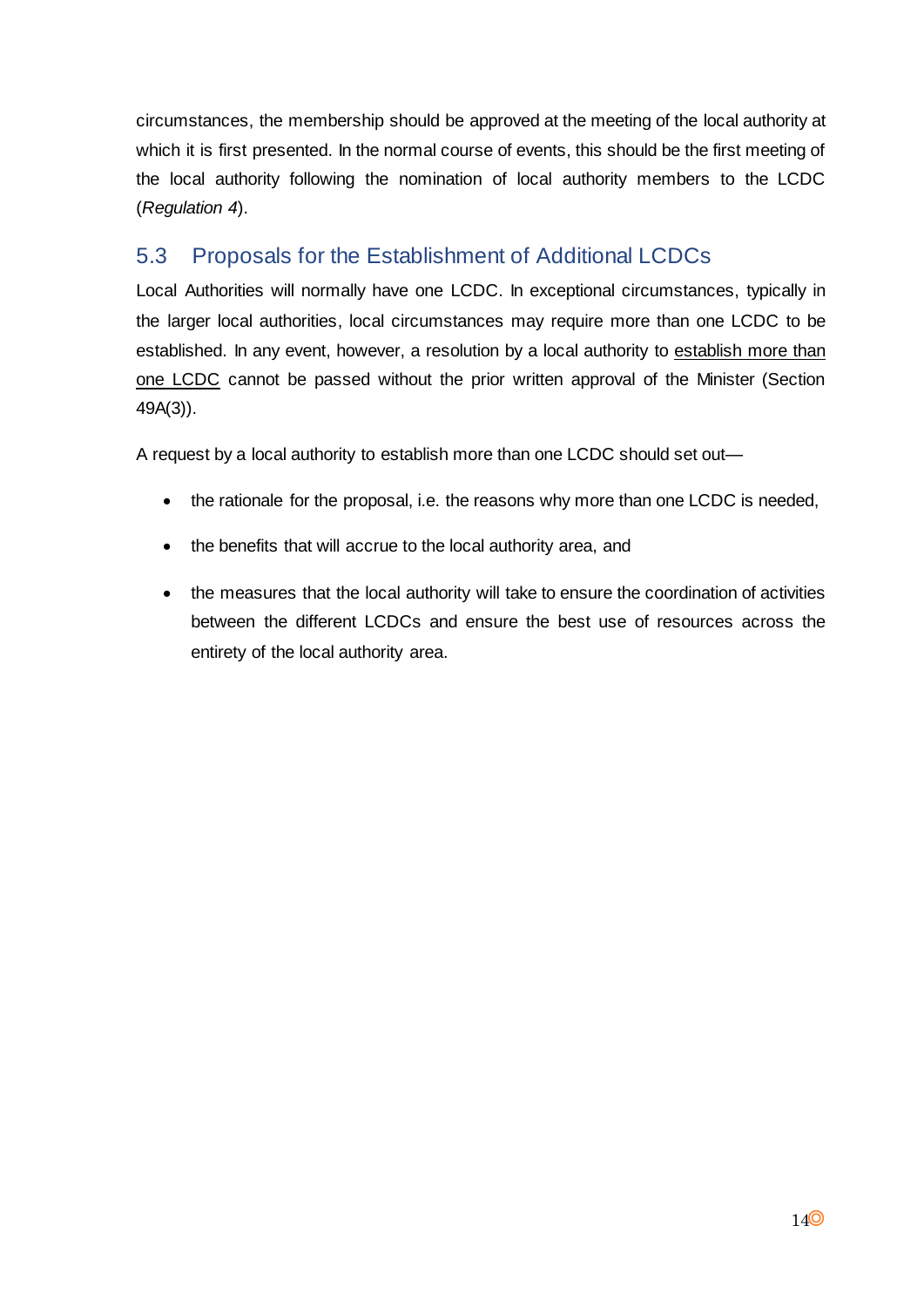circumstances, the membership should be approved at the meeting of the local authority at which it is first presented. In the normal course of events, this should be the first meeting of the local authority following the nomination of local authority members to the LCDC (*Regulation 4*).

## 5.3 Proposals for the Establishment of Additional LCDCs

Local Authorities will normally have one LCDC. In exceptional circumstances, typically in the larger local authorities, local circumstances may require more than one LCDC to be established. In any event, however, a resolution by a local authority to establish more than one LCDC cannot be passed without the prior written approval of the Minister (Section 49A(3)).

A request by a local authority to establish more than one LCDC should set out—

- the rationale for the proposal, i.e. the reasons why more than one LCDC is needed,
- the benefits that will accrue to the local authority area, and
- the measures that the local authority will take to ensure the coordination of activities between the different LCDCs and ensure the best use of resources across the entirety of the local authority area.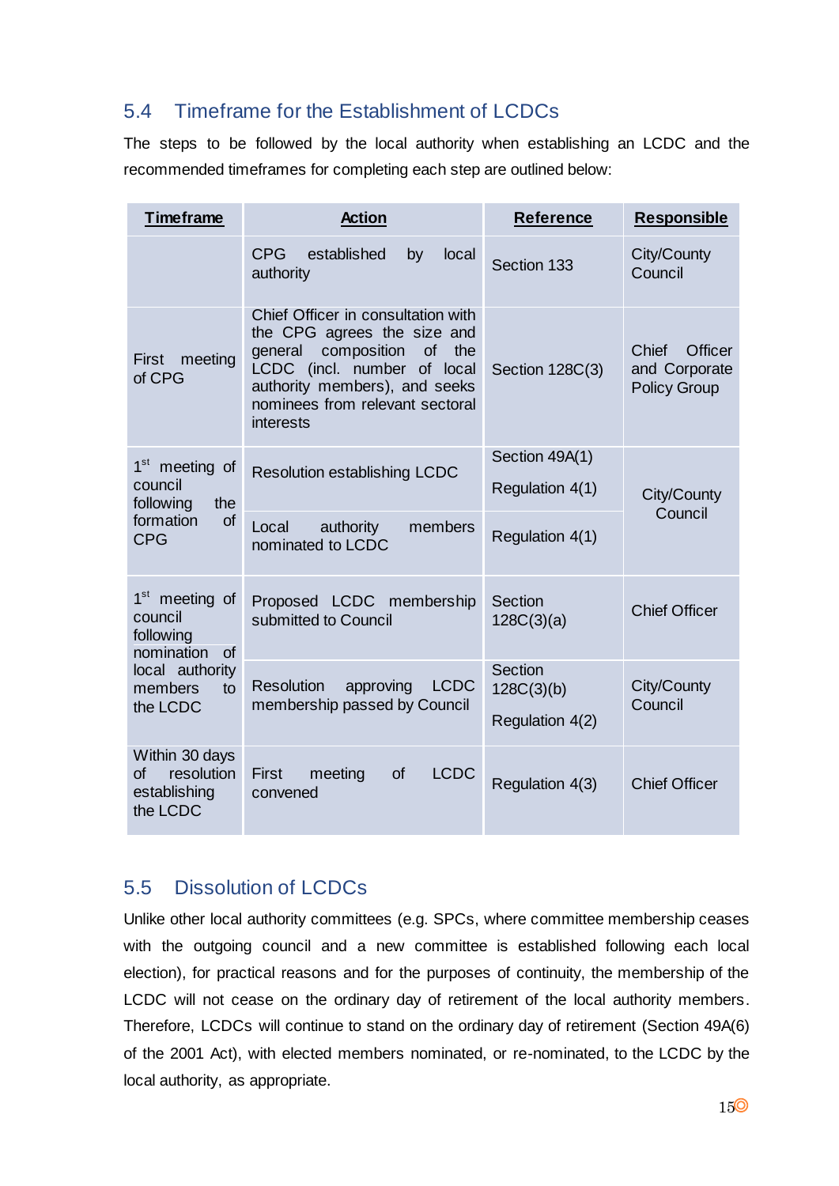## 5.4 Timeframe for the Establishment of LCDCs

The steps to be followed by the local authority when establishing an LCDC and the recommended timeframes for completing each step are outlined below:

| **Timeframe** | **Action** | **Reference** | **Responsible** |
|---|---|---|---|
| | CPG established by local authority | Section 133 | City/County Council |
| First meeting of CPG | Chief Officer in consultation with the CPG agrees the size and general composition of the LCDC (incl. number of local authority members), and seeks nominees from relevant sectoral interests | Section 128C(3) | Chief Officer and Corporate Policy Group |
| 1st meeting of council following the formation of CPG | Resolution establishing LCDC | Section 49A(1)<br>Regulation 4(1) | City/County Council |
| | Local authority members nominated to LCDC | Regulation 4(1) | |
| 1st meeting of council following nomination of local authority members to the LCDC | Proposed LCDC membership submitted to Council | Section 128C(3)(a) | Chief Officer |
| | Resolution approving LCDC membership passed by Council | Section 128C(3)(b)<br>Regulation 4(2) | City/County Council |
| Within 30 days of resolution establishing the LCDC | First meeting of LCDC convened | Regulation 4(3) | Chief Officer |

## 5.5 Dissolution of LCDCs

Unlike other local authority committees (e.g. SPCs, where committee membership ceases with the outgoing council and a new committee is established following each local election), for practical reasons and for the purposes of continuity, the membership of the LCDC will not cease on the ordinary day of retirement of the local authority members. Therefore, LCDCs will continue to stand on the ordinary day of retirement (Section 49A(6) of the 2001 Act), with elected members nominated, or re-nominated, to the LCDC by the local authority, as appropriate.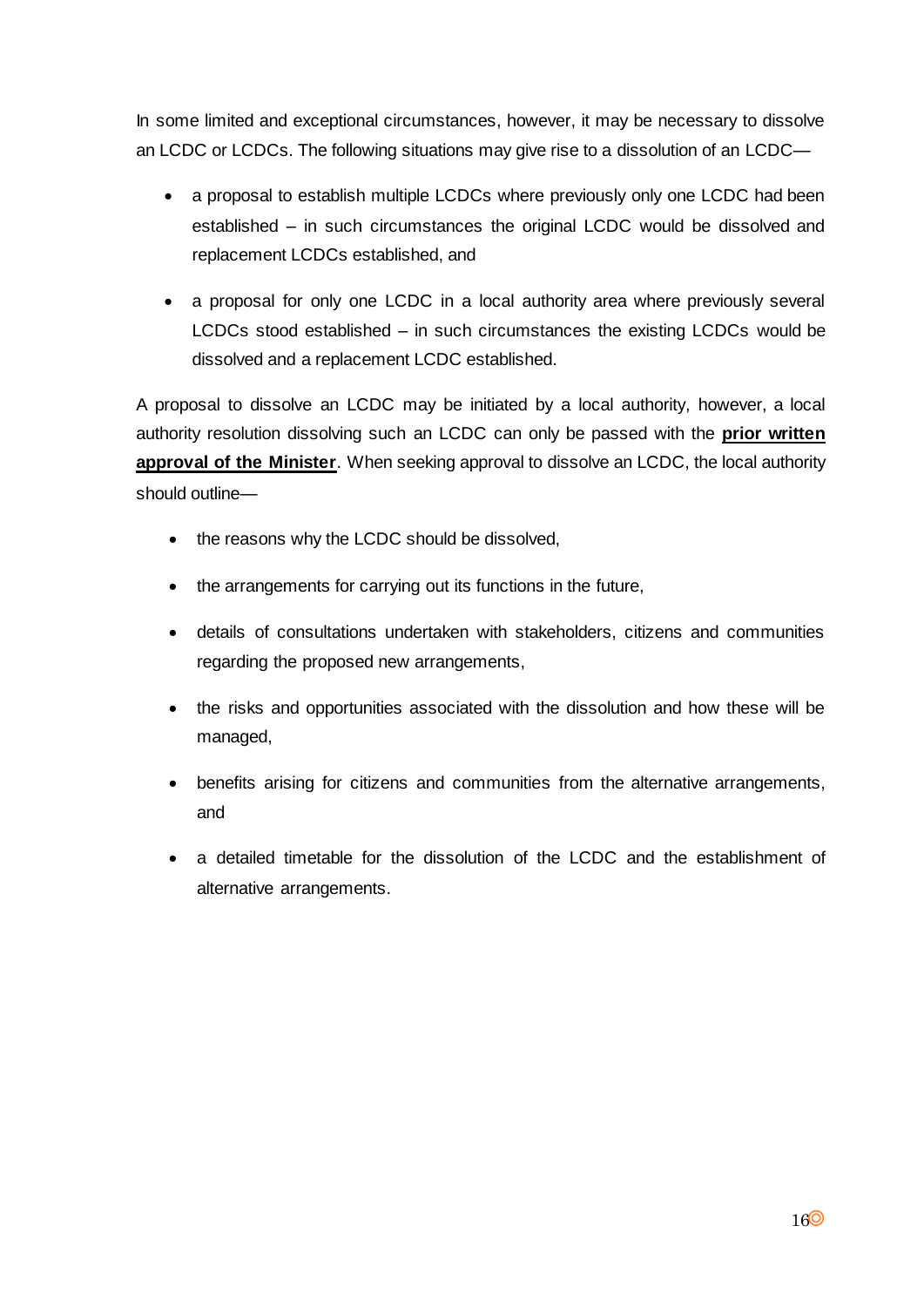In some limited and exceptional circumstances, however, it may be necessary to dissolve an LCDC or LCDCs. The following situations may give rise to a dissolution of an LCDC—

- a proposal to establish multiple LCDCs where previously only one LCDC had been established – in such circumstances the original LCDC would be dissolved and replacement LCDCs established, and
- a proposal for only one LCDC in a local authority area where previously several LCDCs stood established – in such circumstances the existing LCDCs would be dissolved and a replacement LCDC established.

A proposal to dissolve an LCDC may be initiated by a local authority, however, a local authority resolution dissolving such an LCDC can only be passed with the **prior written approval of the Minister**. When seeking approval to dissolve an LCDC, the local authority should outline—

- the reasons why the LCDC should be dissolved,
- the arrangements for carrying out its functions in the future,
- details of consultations undertaken with stakeholders, citizens and communities regarding the proposed new arrangements,
- the risks and opportunities associated with the dissolution and how these will be managed,
- benefits arising for citizens and communities from the alternative arrangements, and
- a detailed timetable for the dissolution of the LCDC and the establishment of alternative arrangements.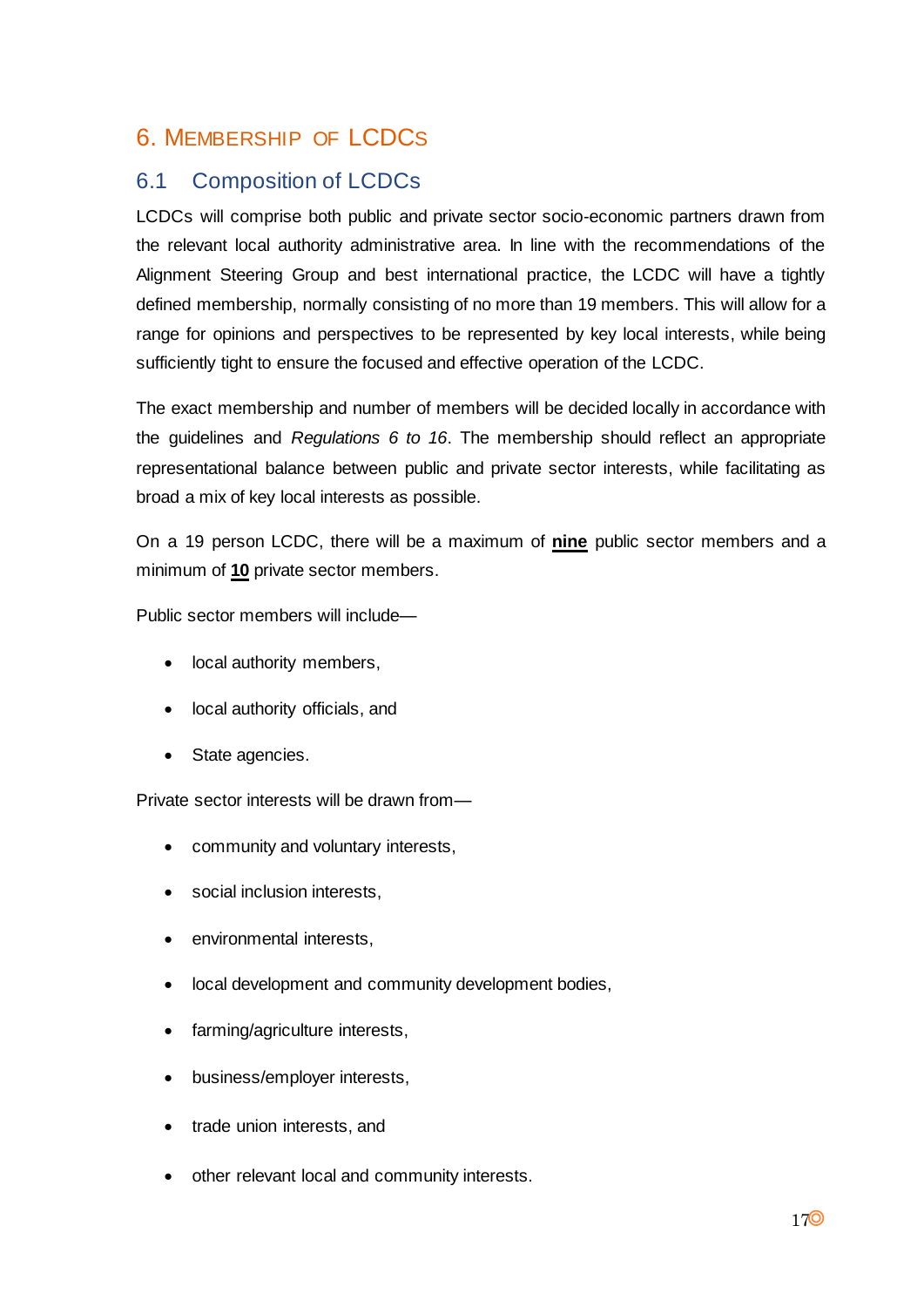# 6. Membership of LCDCs

## 6.1 Composition of LCDCs

LCDCs will comprise both public and private sector socio-economic partners drawn from the relevant local authority administrative area. In line with the recommendations of the Alignment Steering Group and best international practice, the LCDC will have a tightly defined membership, normally consisting of no more than 19 members. This will allow for a range for opinions and perspectives to be represented by key local interests, while being sufficiently tight to ensure the focused and effective operation of the LCDC.

The exact membership and number of members will be decided locally in accordance with the guidelines and *Regulations 6 to 16*. The membership should reflect an appropriate representational balance between public and private sector interests, while facilitating as broad a mix of key local interests as possible.

On a 19 person LCDC, there will be a maximum of **nine** public sector members and a minimum of **10** private sector members.

Public sector members will include—

- local authority members,
- local authority officials, and
- State agencies.

Private sector interests will be drawn from—

- community and voluntary interests,
- social inclusion interests,
- environmental interests,
- local development and community development bodies,
- farming/agriculture interests,
- business/employer interests,
- trade union interests, and
- other relevant local and community interests.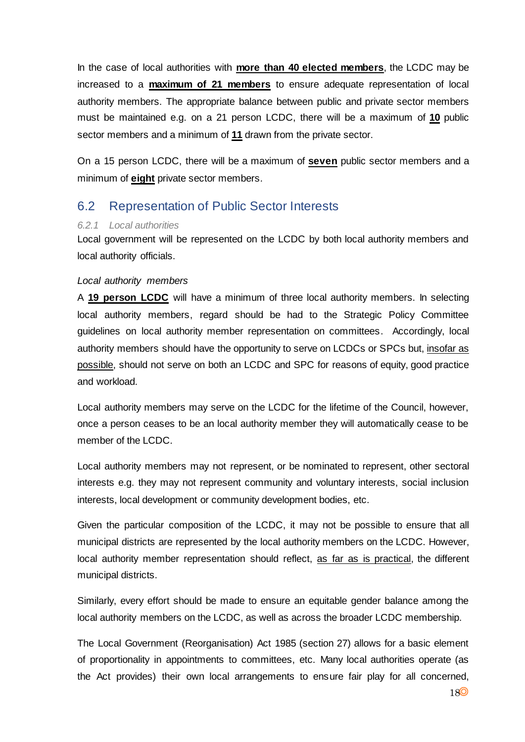In the case of local authorities with **more than 40 elected members**, the LCDC may be increased to a **maximum of 21 members** to ensure adequate representation of local authority members. The appropriate balance between public and private sector members must be maintained e.g. on a 21 person LCDC, there will be a maximum of **10** public sector members and a minimum of **11** drawn from the private sector.

On a 15 person LCDC, there will be a maximum of **seven** public sector members and a minimum of **eight** private sector members.

## 6.2 Representation of Public Sector Interests

### *6.2.1 Local authorities*

Local government will be represented on the LCDC by both local authority members and local authority officials.

*Local authority members*

A **19 person LCDC** will have a minimum of three local authority members. In selecting local authority members, regard should be had to the Strategic Policy Committee guidelines on local authority member representation on committees. Accordingly, local authority members should have the opportunity to serve on LCDCs or SPCs but, insofar as possible, should not serve on both an LCDC and SPC for reasons of equity, good practice and workload.

Local authority members may serve on the LCDC for the lifetime of the Council, however, once a person ceases to be an local authority member they will automatically cease to be member of the LCDC.

Local authority members may not represent, or be nominated to represent, other sectoral interests e.g. they may not represent community and voluntary interests, social inclusion interests, local development or community development bodies, etc.

Given the particular composition of the LCDC, it may not be possible to ensure that all municipal districts are represented by the local authority members on the LCDC. However, local authority member representation should reflect, as far as is practical, the different municipal districts.

Similarly, every effort should be made to ensure an equitable gender balance among the local authority members on the LCDC, as well as across the broader LCDC membership.

The Local Government (Reorganisation) Act 1985 (section 27) allows for a basic element of proportionality in appointments to committees, etc. Many local authorities operate (as the Act provides) their own local arrangements to ensure fair play for all concerned,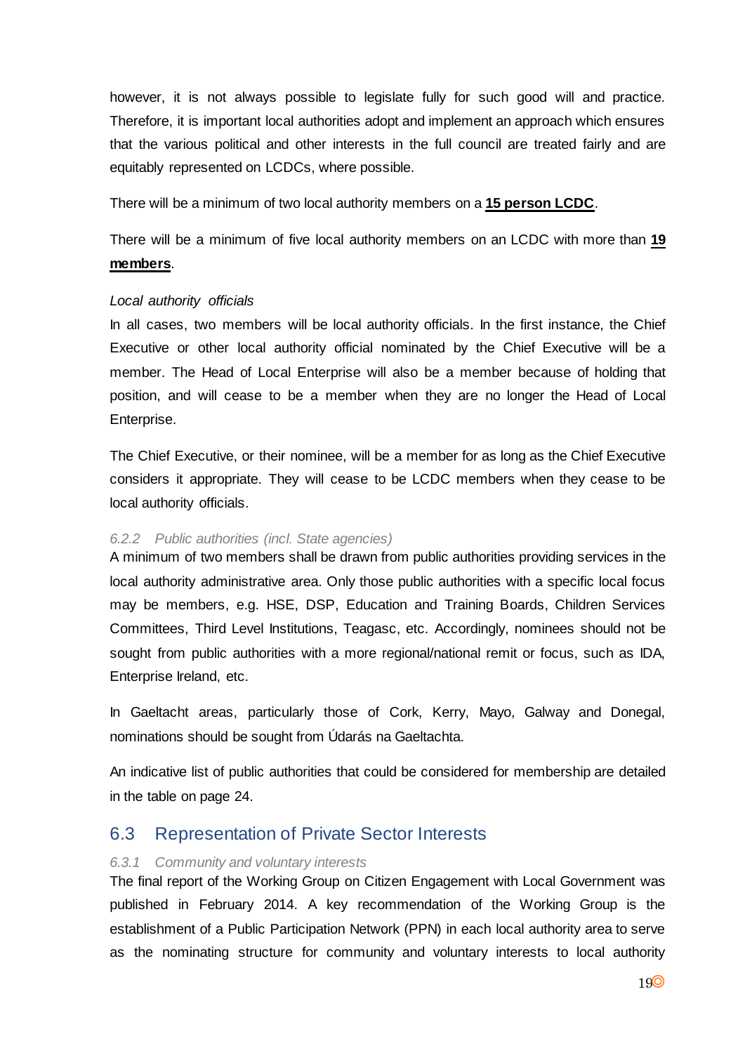however, it is not always possible to legislate fully for such good will and practice. Therefore, it is important local authorities adopt and implement an approach which ensures that the various political and other interests in the full council are treated fairly and are equitably represented on LCDCs, where possible.

There will be a minimum of two local authority members on a **15 person LCDC**.

There will be a minimum of five local authority members on an LCDC with more than **19 members**.

*Local authority officials*

In all cases, two members will be local authority officials. In the first instance, the Chief Executive or other local authority official nominated by the Chief Executive will be a member. The Head of Local Enterprise will also be a member because of holding that position, and will cease to be a member when they are no longer the Head of Local Enterprise.

The Chief Executive, or their nominee, will be a member for as long as the Chief Executive considers it appropriate. They will cease to be LCDC members when they cease to be local authority officials.

#### 6.2.2 Public authorities (incl. State agencies)

A minimum of two members shall be drawn from public authorities providing services in the local authority administrative area. Only those public authorities with a specific local focus may be members, e.g. HSE, DSP, Education and Training Boards, Children Services Committees, Third Level Institutions, Teagasc, etc. Accordingly, nominees should not be sought from public authorities with a more regional/national remit or focus, such as IDA, Enterprise Ireland, etc.

In Gaeltacht areas, particularly those of Cork, Kerry, Mayo, Galway and Donegal, nominations should be sought from Údarás na Gaeltachta.

An indicative list of public authorities that could be considered for membership are detailed in the table on page 24.

## 6.3 Representation of Private Sector Interests

#### 6.3.1 Community and voluntary interests

The final report of the Working Group on Citizen Engagement with Local Government was published in February 2014. A key recommendation of the Working Group is the establishment of a Public Participation Network (PPN) in each local authority area to serve as the nominating structure for community and voluntary interests to local authority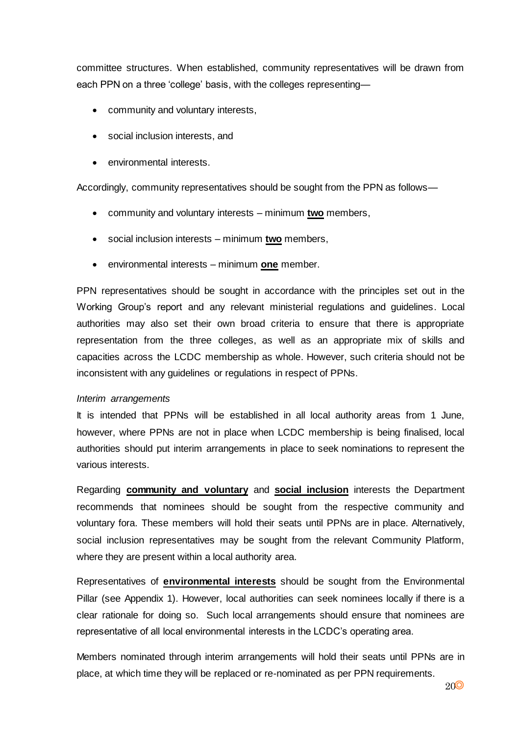committee structures. When established, community representatives will be drawn from each PPN on a three 'college' basis, with the colleges representing—

- community and voluntary interests,
- social inclusion interests, and
- environmental interests.

Accordingly, community representatives should be sought from the PPN as follows—

- community and voluntary interests – minimum **two** members,
- social inclusion interests – minimum **two** members,
- environmental interests – minimum **one** member.

PPN representatives should be sought in accordance with the principles set out in the Working Group's report and any relevant ministerial regulations and guidelines. Local authorities may also set their own broad criteria to ensure that there is appropriate representation from the three colleges, as well as an appropriate mix of skills and capacities across the LCDC membership as whole. However, such criteria should not be inconsistent with any guidelines or regulations in respect of PPNs.

*Interim arrangements*

It is intended that PPNs will be established in all local authority areas from 1 June, however, where PPNs are not in place when LCDC membership is being finalised, local authorities should put interim arrangements in place to seek nominations to represent the various interests.

Regarding **community and voluntary** and **social inclusion** interests the Department recommends that nominees should be sought from the respective community and voluntary fora. These members will hold their seats until PPNs are in place. Alternatively, social inclusion representatives may be sought from the relevant Community Platform, where they are present within a local authority area.

Representatives of **environmental interests** should be sought from the Environmental Pillar (see Appendix 1). However, local authorities can seek nominees locally if there is a clear rationale for doing so. Such local arrangements should ensure that nominees are representative of all local environmental interests in the LCDC's operating area.

Members nominated through interim arrangements will hold their seats until PPNs are in place, at which time they will be replaced or re-nominated as per PPN requirements.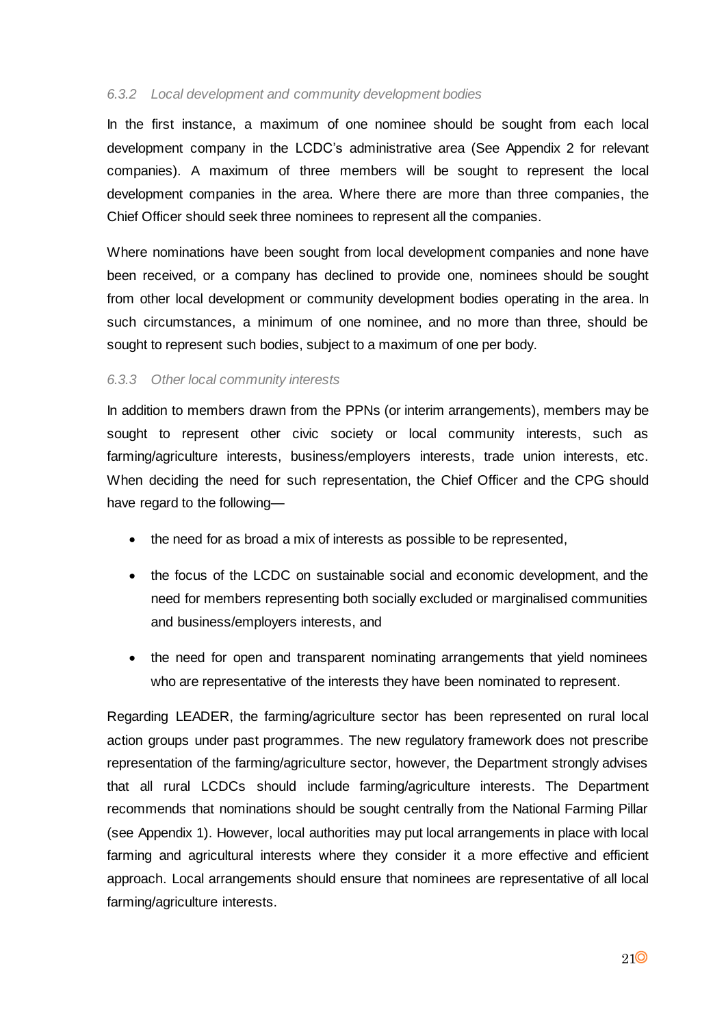#### *6.3.2 Local development and community development bodies*

In the first instance, a maximum of one nominee should be sought from each local development company in the LCDC's administrative area (See Appendix 2 for relevant companies). A maximum of three members will be sought to represent the local development companies in the area. Where there are more than three companies, the Chief Officer should seek three nominees to represent all the companies.

Where nominations have been sought from local development companies and none have been received, or a company has declined to provide one, nominees should be sought from other local development or community development bodies operating in the area. In such circumstances, a minimum of one nominee, and no more than three, should be sought to represent such bodies, subject to a maximum of one per body.

#### *6.3.3 Other local community interests*

In addition to members drawn from the PPNs (or interim arrangements), members may be sought to represent other civic society or local community interests, such as farming/agriculture interests, business/employers interests, trade union interests, etc. When deciding the need for such representation, the Chief Officer and the CPG should have regard to the following—

- the need for as broad a mix of interests as possible to be represented,
- the focus of the LCDC on sustainable social and economic development, and the need for members representing both socially excluded or marginalised communities and business/employers interests, and
- the need for open and transparent nominating arrangements that yield nominees who are representative of the interests they have been nominated to represent.

Regarding LEADER, the farming/agriculture sector has been represented on rural local action groups under past programmes. The new regulatory framework does not prescribe representation of the farming/agriculture sector, however, the Department strongly advises that all rural LCDCs should include farming/agriculture interests. The Department recommends that nominations should be sought centrally from the National Farming Pillar (see Appendix 1). However, local authorities may put local arrangements in place with local farming and agricultural interests where they consider it a more effective and efficient approach. Local arrangements should ensure that nominees are representative of all local farming/agriculture interests.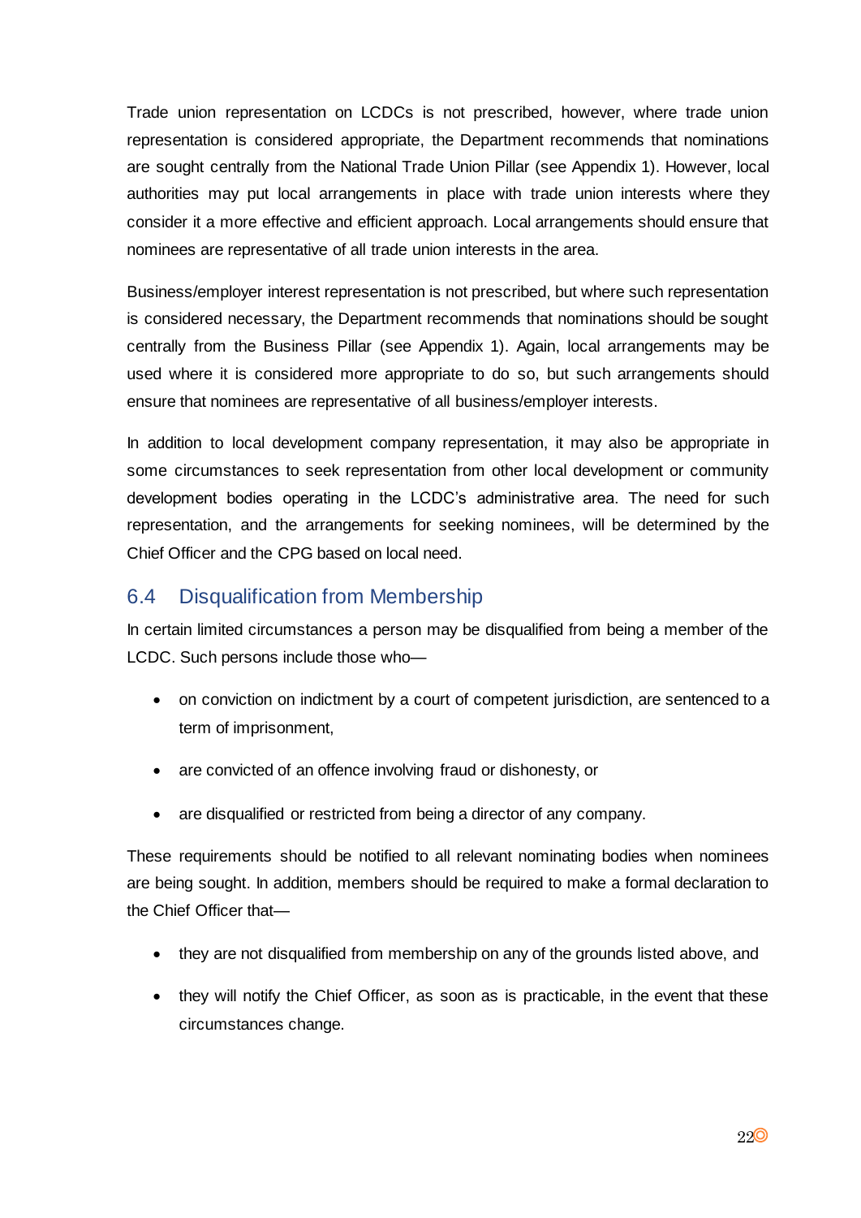Trade union representation on LCDCs is not prescribed, however, where trade union representation is considered appropriate, the Department recommends that nominations are sought centrally from the National Trade Union Pillar (see Appendix 1). However, local authorities may put local arrangements in place with trade union interests where they consider it a more effective and efficient approach. Local arrangements should ensure that nominees are representative of all trade union interests in the area.

Business/employer interest representation is not prescribed, but where such representation is considered necessary, the Department recommends that nominations should be sought centrally from the Business Pillar (see Appendix 1). Again, local arrangements may be used where it is considered more appropriate to do so, but such arrangements should ensure that nominees are representative of all business/employer interests.

In addition to local development company representation, it may also be appropriate in some circumstances to seek representation from other local development or community development bodies operating in the LCDC's administrative area. The need for such representation, and the arrangements for seeking nominees, will be determined by the Chief Officer and the CPG based on local need.

## 6.4 Disqualification from Membership

In certain limited circumstances a person may be disqualified from being a member of the LCDC. Such persons include those who—

- on conviction on indictment by a court of competent jurisdiction, are sentenced to a term of imprisonment,
- are convicted of an offence involving fraud or dishonesty, or
- are disqualified or restricted from being a director of any company.

These requirements should be notified to all relevant nominating bodies when nominees are being sought. In addition, members should be required to make a formal declaration to the Chief Officer that—

- they are not disqualified from membership on any of the grounds listed above, and
- they will notify the Chief Officer, as soon as is practicable, in the event that these circumstances change.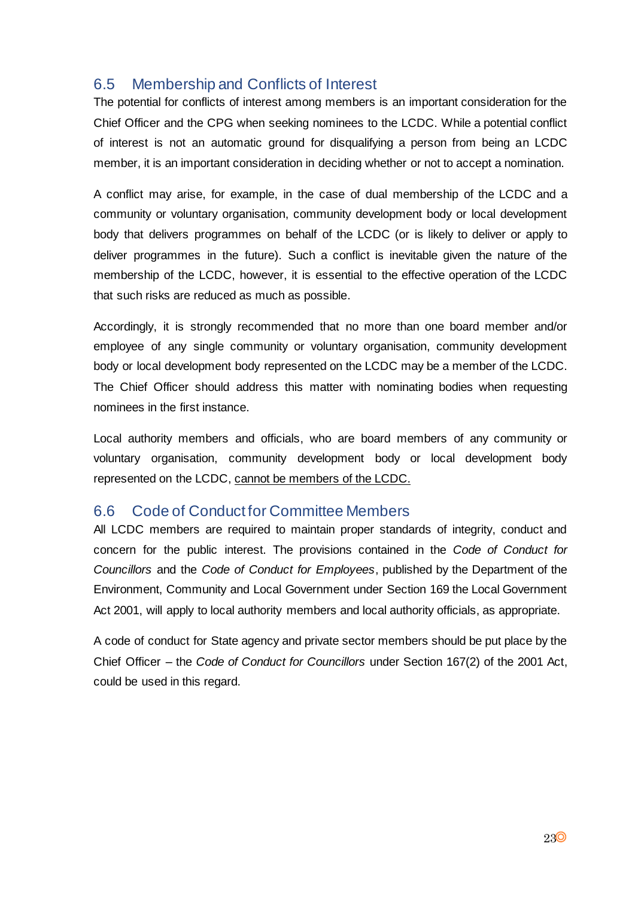## 6.5 Membership and Conflicts of Interest

The potential for conflicts of interest among members is an important consideration for the Chief Officer and the CPG when seeking nominees to the LCDC. While a potential conflict of interest is not an automatic ground for disqualifying a person from being an LCDC member, it is an important consideration in deciding whether or not to accept a nomination.

A conflict may arise, for example, in the case of dual membership of the LCDC and a community or voluntary organisation, community development body or local development body that delivers programmes on behalf of the LCDC (or is likely to deliver or apply to deliver programmes in the future). Such a conflict is inevitable given the nature of the membership of the LCDC, however, it is essential to the effective operation of the LCDC that such risks are reduced as much as possible.

Accordingly, it is strongly recommended that no more than one board member and/or employee of any single community or voluntary organisation, community development body or local development body represented on the LCDC may be a member of the LCDC. The Chief Officer should address this matter with nominating bodies when requesting nominees in the first instance.

Local authority members and officials, who are board members of any community or voluntary organisation, community development body or local development body represented on the LCDC, <u>cannot be members of the LCDC.</u>

## 6.6 Code of Conduct for Committee Members

All LCDC members are required to maintain proper standards of integrity, conduct and concern for the public interest. The provisions contained in the *Code of Conduct for Councillors* and the *Code of Conduct for Employees*, published by the Department of the Environment, Community and Local Government under Section 169 the Local Government Act 2001, will apply to local authority members and local authority officials, as appropriate.

A code of conduct for State agency and private sector members should be put place by the Chief Officer – the *Code of Conduct for Councillors* under Section 167(2) of the 2001 Act, could be used in this regard.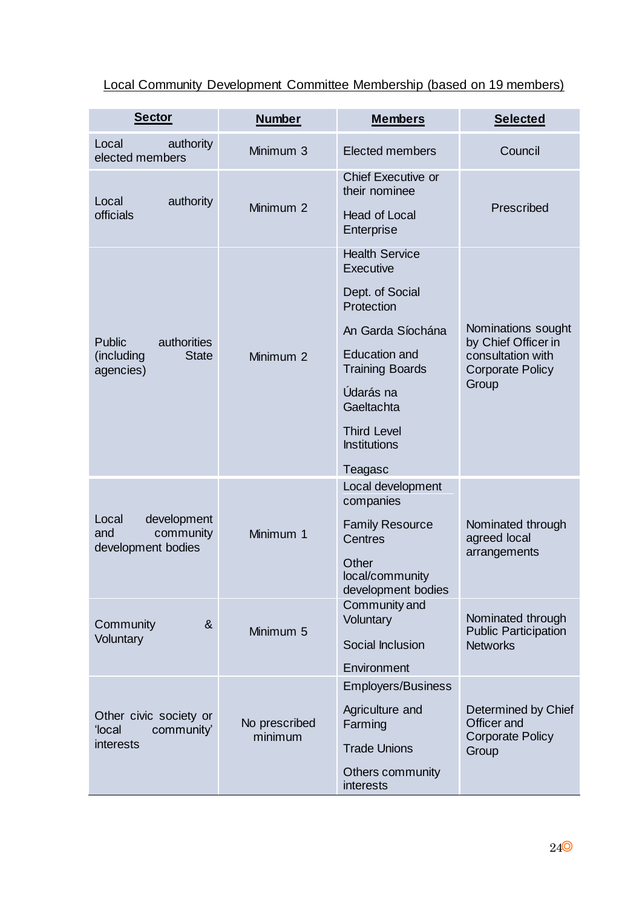Local Community Development Committee Membership (based on 19 members)

| Sector | Number | Members | Selected |
|---|---|---|---|
| Local authority elected members | Minimum 3 | Elected members | Council |
| Local authority officials | Minimum 2 | Chief Executive or their nominee<br><br>Head of Local Enterprise | Prescribed |
| Public authorities (including State agencies) | Minimum 2 | Health Service Executive<br><br>Dept. of Social Protection<br><br>An Garda Síochána<br><br>Education and Training Boards<br><br>Údarás na Gaeltachta<br><br>Third Level Institutions<br><br>Teagasc | Nominations sought by Chief Officer in consultation with Corporate Policy Group |
| Local development and community development bodies | Minimum 1 | Local development companies<br><br>Family Resource Centres<br><br>Other local/community development bodies | Nominated through agreed local arrangements |
| Community & Voluntary | Minimum 5 | Community and Voluntary<br><br>Social Inclusion<br><br>Environment | Nominated through Public Participation Networks |
| Other civic society or 'local community' interests | No prescribed minimum | Employers/Business<br><br>Agriculture and Farming<br><br>Trade Unions<br><br>Others community interests | Determined by Chief Officer and Corporate Policy Group |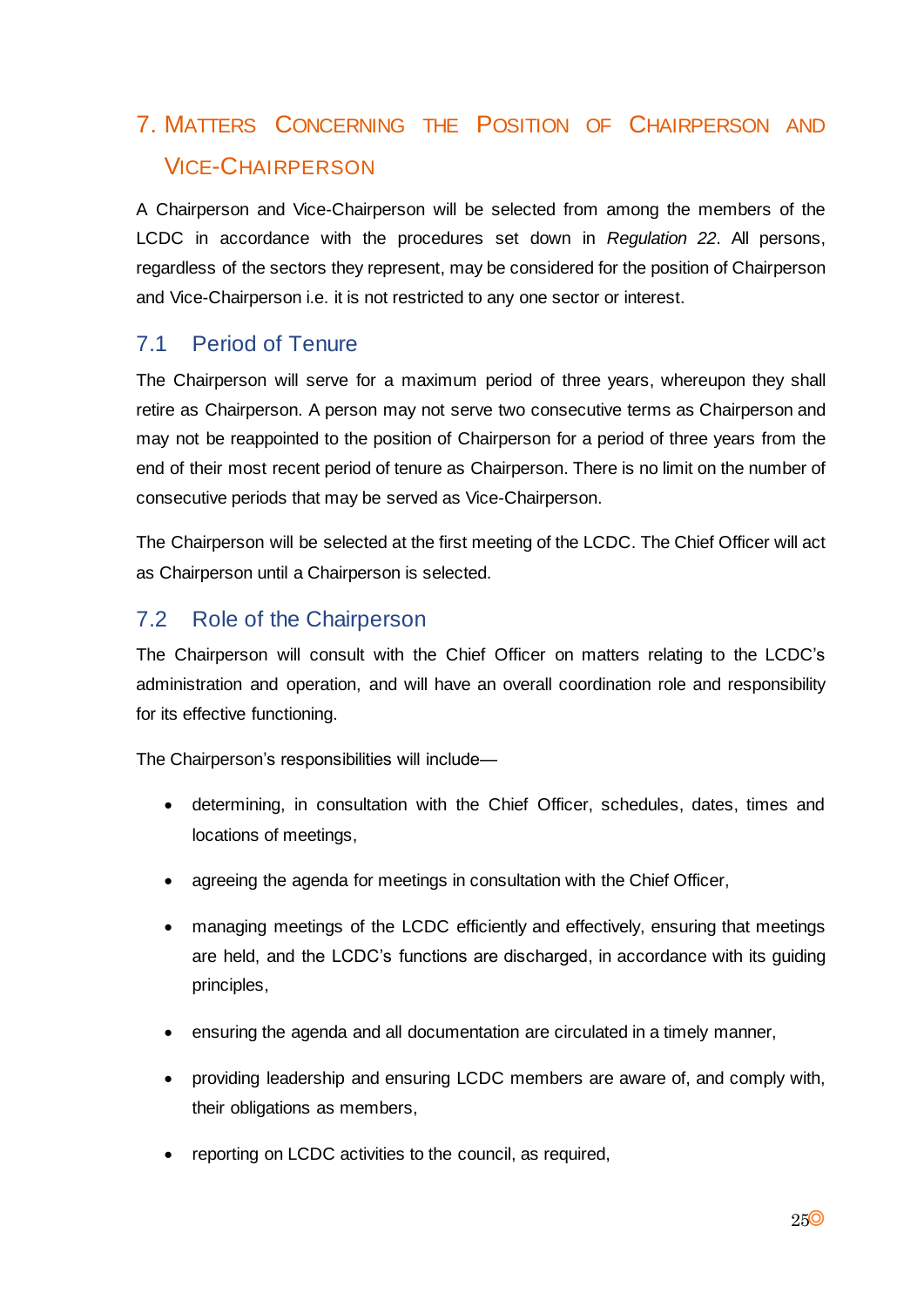# 7. Matters Concerning the Position of Chairperson and Vice-Chairperson

A Chairperson and Vice-Chairperson will be selected from among the members of the LCDC in accordance with the procedures set down in *Regulation 22*. All persons, regardless of the sectors they represent, may be considered for the position of Chairperson and Vice-Chairperson i.e. it is not restricted to any one sector or interest.

## 7.1 Period of Tenure

The Chairperson will serve for a maximum period of three years, whereupon they shall retire as Chairperson. A person may not serve two consecutive terms as Chairperson and may not be reappointed to the position of Chairperson for a period of three years from the end of their most recent period of tenure as Chairperson. There is no limit on the number of consecutive periods that may be served as Vice-Chairperson.

The Chairperson will be selected at the first meeting of the LCDC. The Chief Officer will act as Chairperson until a Chairperson is selected.

## 7.2 Role of the Chairperson

The Chairperson will consult with the Chief Officer on matters relating to the LCDC's administration and operation, and will have an overall coordination role and responsibility for its effective functioning.

The Chairperson's responsibilities will include—

- determining, in consultation with the Chief Officer, schedules, dates, times and locations of meetings,
- agreeing the agenda for meetings in consultation with the Chief Officer,
- managing meetings of the LCDC efficiently and effectively, ensuring that meetings are held, and the LCDC's functions are discharged, in accordance with its guiding principles,
- ensuring the agenda and all documentation are circulated in a timely manner,
- providing leadership and ensuring LCDC members are aware of, and comply with, their obligations as members,
- reporting on LCDC activities to the council, as required,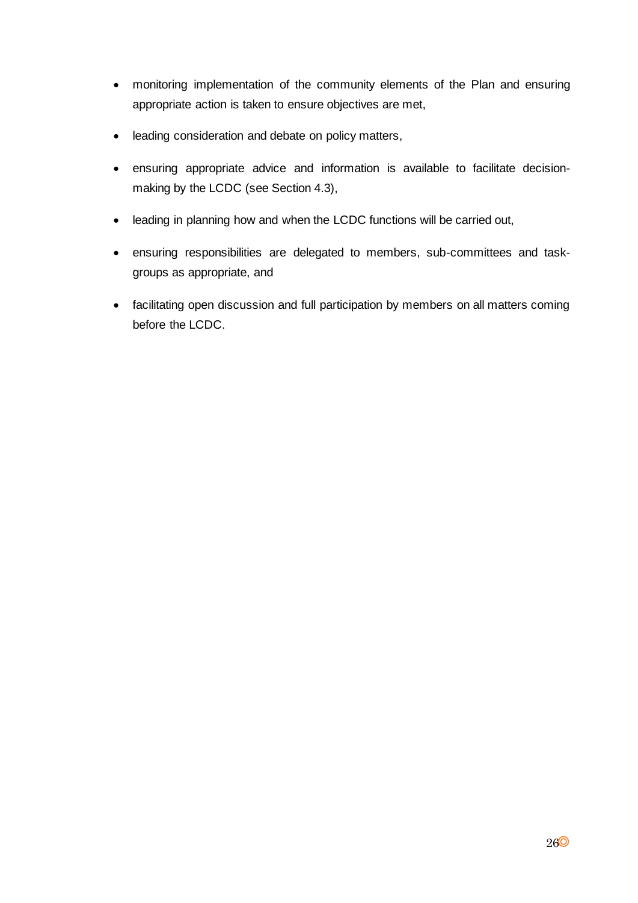- monitoring implementation of the community elements of the Plan and ensuring appropriate action is taken to ensure objectives are met,

- leading consideration and debate on policy matters,

- ensuring appropriate advice and information is available to facilitate decision-making by the LCDC (see Section 4.3),

- leading in planning how and when the LCDC functions will be carried out,

- ensuring responsibilities are delegated to members, sub-committees and task-groups as appropriate, and

- facilitating open discussion and full participation by members on all matters coming before the LCDC.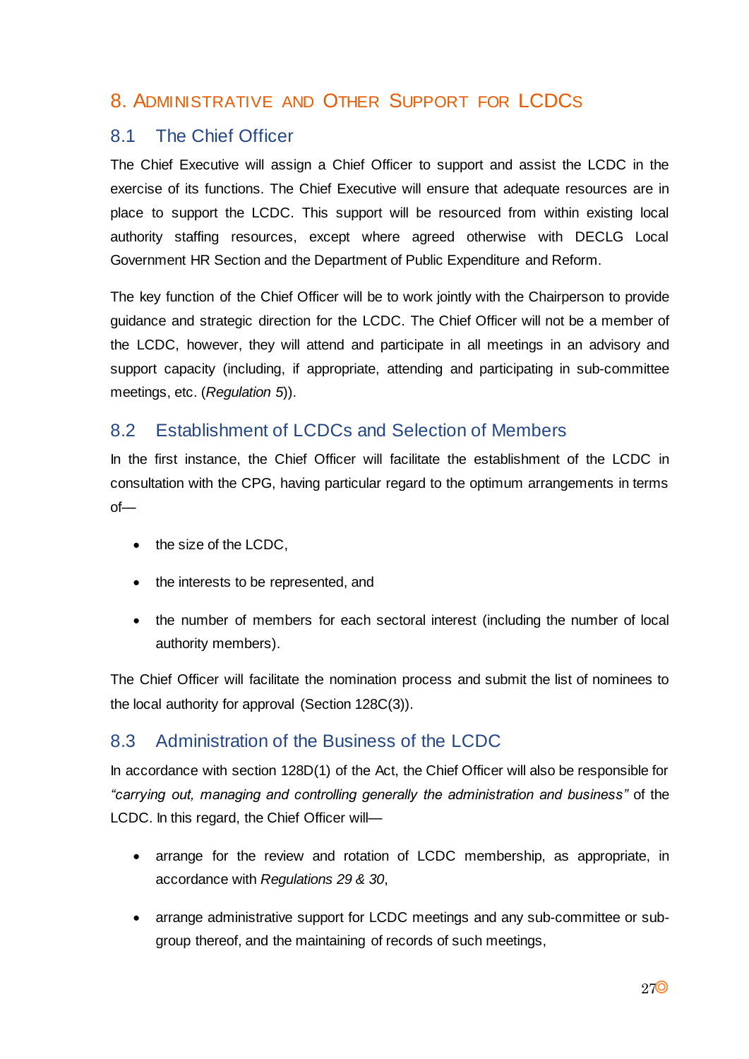# 8. Administrative and Other Support for LCDCs

## 8.1 The Chief Officer

The Chief Executive will assign a Chief Officer to support and assist the LCDC in the exercise of its functions. The Chief Executive will ensure that adequate resources are in place to support the LCDC. This support will be resourced from within existing local authority staffing resources, except where agreed otherwise with DECLG Local Government HR Section and the Department of Public Expenditure and Reform.

The key function of the Chief Officer will be to work jointly with the Chairperson to provide guidance and strategic direction for the LCDC. The Chief Officer will not be a member of the LCDC, however, they will attend and participate in all meetings in an advisory and support capacity (including, if appropriate, attending and participating in sub-committee meetings, etc. (*Regulation 5*)).

## 8.2 Establishment of LCDCs and Selection of Members

In the first instance, the Chief Officer will facilitate the establishment of the LCDC in consultation with the CPG, having particular regard to the optimum arrangements in terms of—

- the size of the LCDC,
- the interests to be represented, and
- the number of members for each sectoral interest (including the number of local authority members).

The Chief Officer will facilitate the nomination process and submit the list of nominees to the local authority for approval (Section 128C(3)).

## 8.3 Administration of the Business of the LCDC

In accordance with section 128D(1) of the Act, the Chief Officer will also be responsible for *"carrying out, managing and controlling generally the administration and business"* of the LCDC. In this regard, the Chief Officer will—

- arrange for the review and rotation of LCDC membership, as appropriate, in accordance with *Regulations 29 & 30*,
- arrange administrative support for LCDC meetings and any sub-committee or sub-group thereof, and the maintaining of records of such meetings,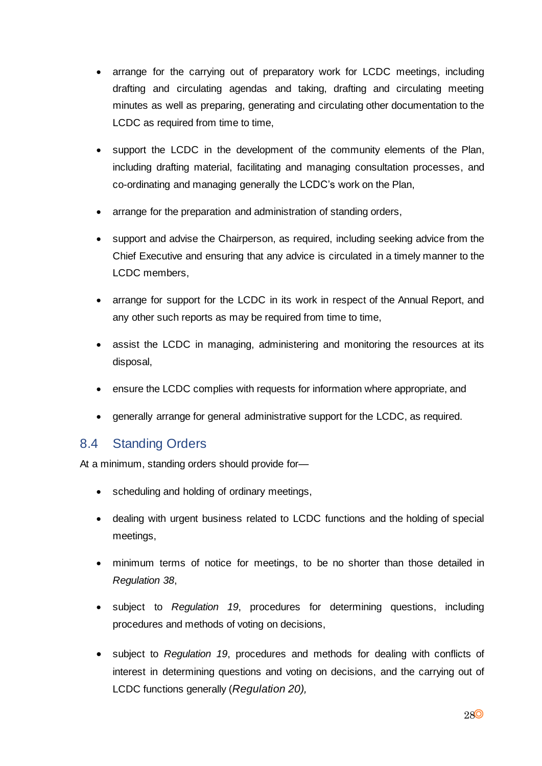- arrange for the carrying out of preparatory work for LCDC meetings, including drafting and circulating agendas and taking, drafting and circulating meeting minutes as well as preparing, generating and circulating other documentation to the LCDC as required from time to time,

- support the LCDC in the development of the community elements of the Plan, including drafting material, facilitating and managing consultation processes, and co-ordinating and managing generally the LCDC's work on the Plan,

- arrange for the preparation and administration of standing orders,

- support and advise the Chairperson, as required, including seeking advice from the Chief Executive and ensuring that any advice is circulated in a timely manner to the LCDC members,

- arrange for support for the LCDC in its work in respect of the Annual Report, and any other such reports as may be required from time to time,

- assist the LCDC in managing, administering and monitoring the resources at its disposal,

- ensure the LCDC complies with requests for information where appropriate, and

- generally arrange for general administrative support for the LCDC, as required.

## 8.4 Standing Orders

At a minimum, standing orders should provide for—

- scheduling and holding of ordinary meetings,

- dealing with urgent business related to LCDC functions and the holding of special meetings,

- minimum terms of notice for meetings, to be no shorter than those detailed in *Regulation 38*,

- subject to *Regulation 19*, procedures for determining questions, including procedures and methods of voting on decisions,

- subject to *Regulation 19*, procedures and methods for dealing with conflicts of interest in determining questions and voting on decisions, and the carrying out of LCDC functions generally (*Regulation 20),*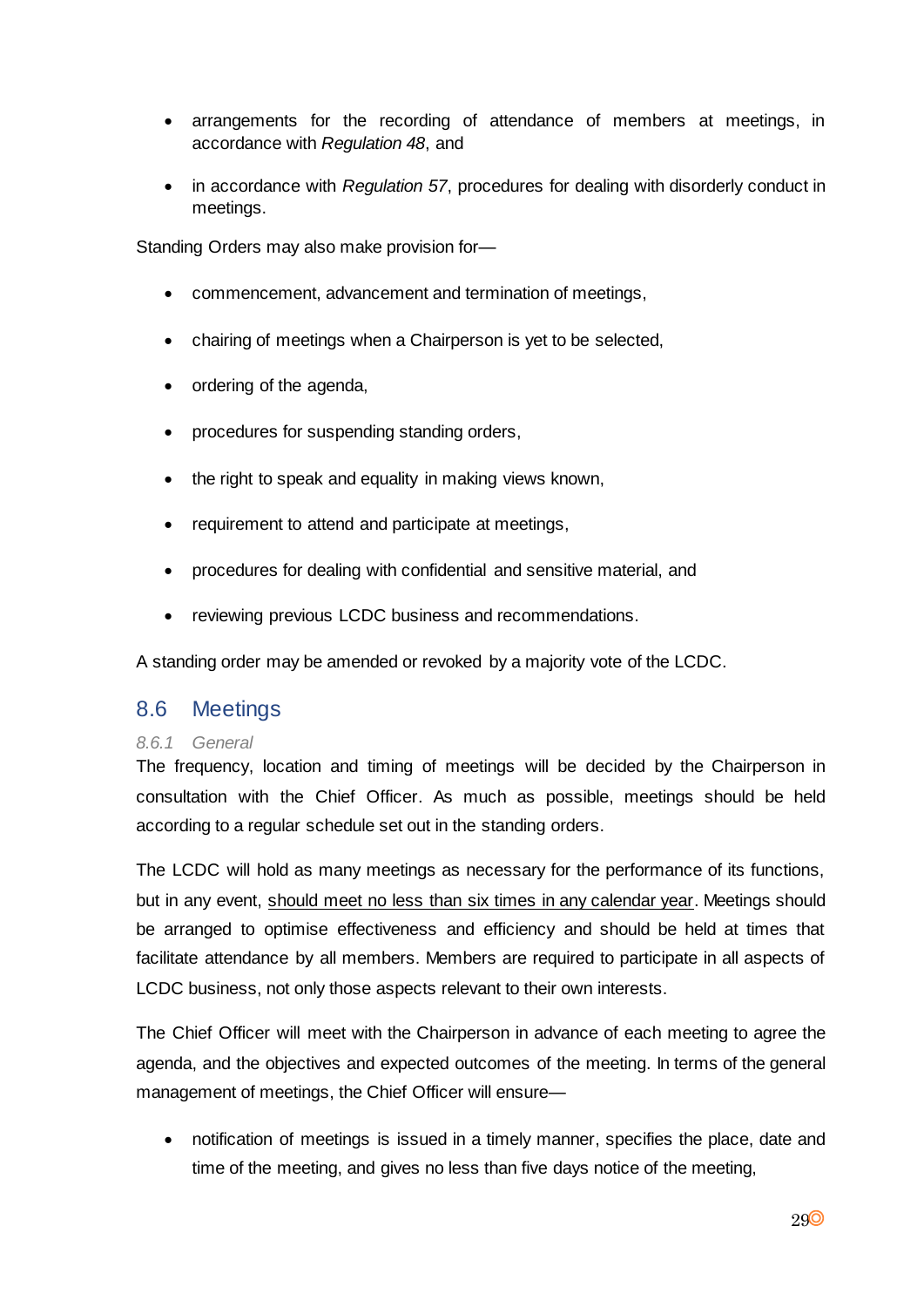- arrangements for the recording of attendance of members at meetings, in accordance with *Regulation 48*, and
- in accordance with *Regulation 57*, procedures for dealing with disorderly conduct in meetings.

Standing Orders may also make provision for—

- commencement, advancement and termination of meetings,
- chairing of meetings when a Chairperson is yet to be selected,
- ordering of the agenda,
- procedures for suspending standing orders,
- the right to speak and equality in making views known,
- requirement to attend and participate at meetings,
- procedures for dealing with confidential and sensitive material, and
- reviewing previous LCDC business and recommendations.

A standing order may be amended or revoked by a majority vote of the LCDC.

## 8.6 Meetings

### *8.6.1 General*

The frequency, location and timing of meetings will be decided by the Chairperson in consultation with the Chief Officer. As much as possible, meetings should be held according to a regular schedule set out in the standing orders.

The LCDC will hold as many meetings as necessary for the performance of its functions, but in any event, <u>should meet no less than six times in any calendar year</u>. Meetings should be arranged to optimise effectiveness and efficiency and should be held at times that facilitate attendance by all members. Members are required to participate in all aspects of LCDC business, not only those aspects relevant to their own interests.

The Chief Officer will meet with the Chairperson in advance of each meeting to agree the agenda, and the objectives and expected outcomes of the meeting. In terms of the general management of meetings, the Chief Officer will ensure—

- notification of meetings is issued in a timely manner, specifies the place, date and time of the meeting, and gives no less than five days notice of the meeting,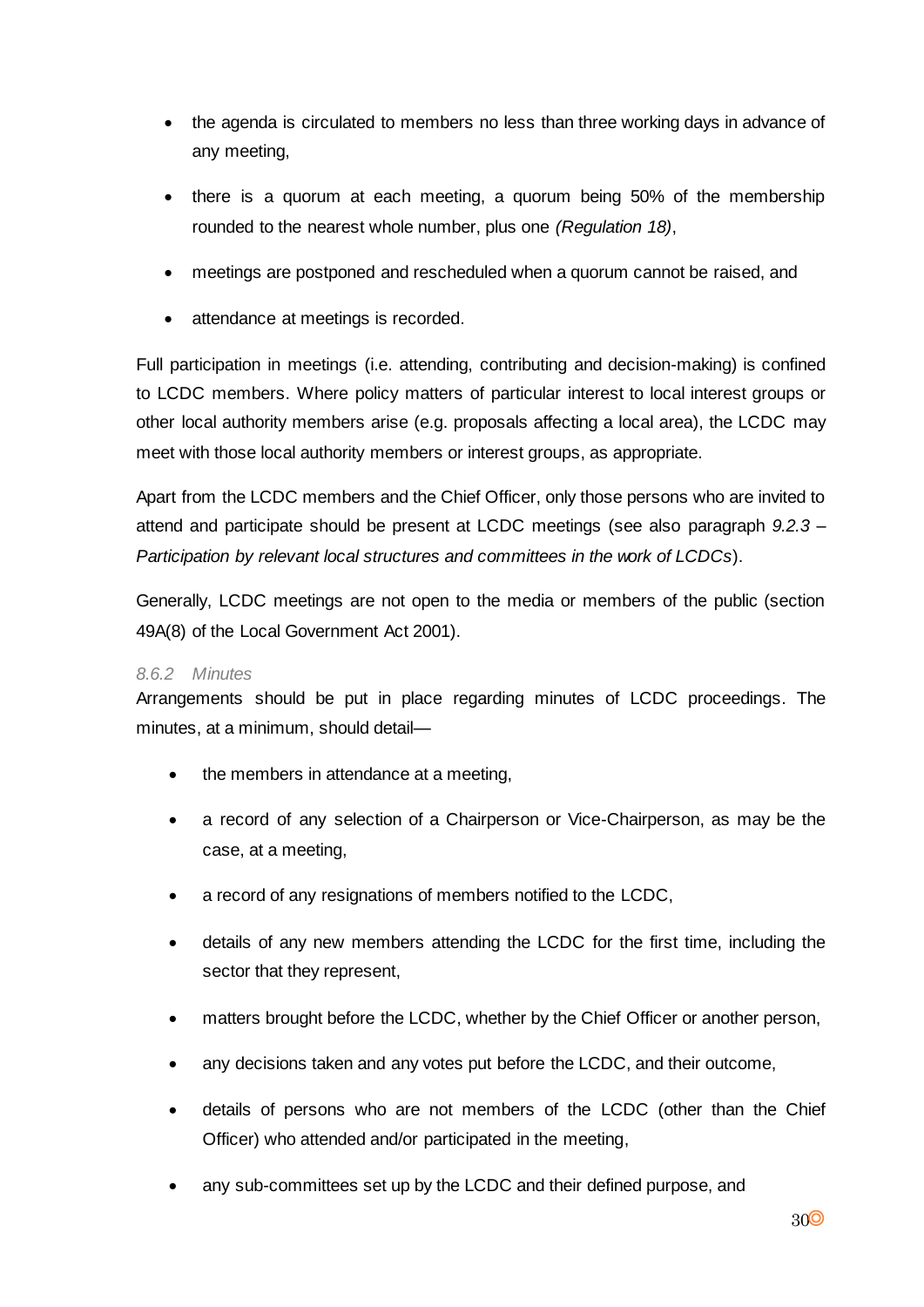- the agenda is circulated to members no less than three working days in advance of any meeting,
- there is a quorum at each meeting, a quorum being 50% of the membership rounded to the nearest whole number, plus one *(Regulation 18)*,
- meetings are postponed and rescheduled when a quorum cannot be raised, and
- attendance at meetings is recorded.

Full participation in meetings (i.e. attending, contributing and decision-making) is confined to LCDC members. Where policy matters of particular interest to local interest groups or other local authority members arise (e.g. proposals affecting a local area), the LCDC may meet with those local authority members or interest groups, as appropriate.

Apart from the LCDC members and the Chief Officer, only those persons who are invited to attend and participate should be present at LCDC meetings (see also paragraph *9.2.3 – Participation by relevant local structures and committees in the work of LCDCs*).

Generally, LCDC meetings are not open to the media or members of the public (section 49A(8) of the Local Government Act 2001).

#### *8.6.2 Minutes*

Arrangements should be put in place regarding minutes of LCDC proceedings. The minutes, at a minimum, should detail—

- the members in attendance at a meeting,
- a record of any selection of a Chairperson or Vice-Chairperson, as may be the case, at a meeting,
- a record of any resignations of members notified to the LCDC,
- details of any new members attending the LCDC for the first time, including the sector that they represent,
- matters brought before the LCDC, whether by the Chief Officer or another person,
- any decisions taken and any votes put before the LCDC, and their outcome,
- details of persons who are not members of the LCDC (other than the Chief Officer) who attended and/or participated in the meeting,
- any sub-committees set up by the LCDC and their defined purpose, and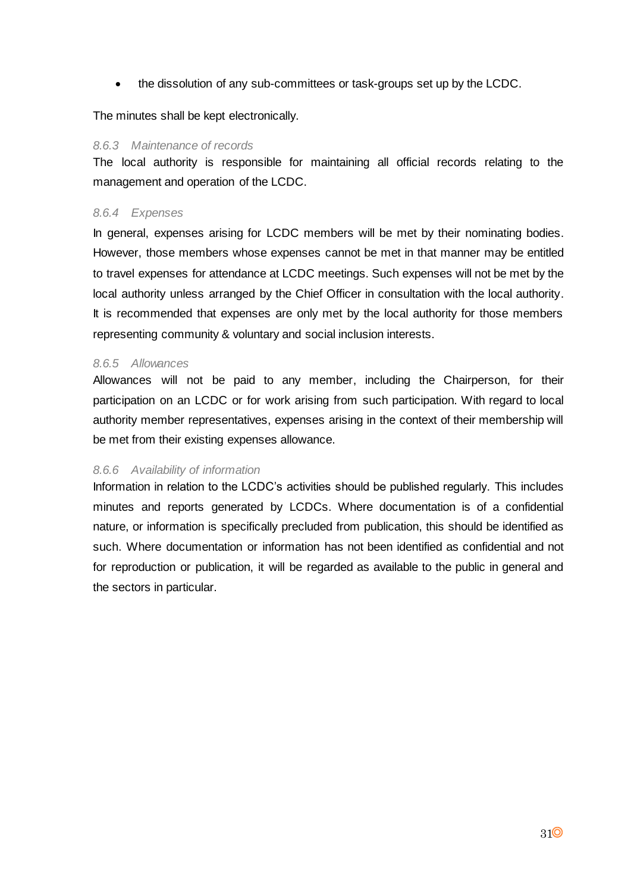- the dissolution of any sub-committees or task-groups set up by the LCDC.

The minutes shall be kept electronically.

#### *8.6.3 Maintenance of records*

The local authority is responsible for maintaining all official records relating to the management and operation of the LCDC.

#### *8.6.4 Expenses*

In general, expenses arising for LCDC members will be met by their nominating bodies. However, those members whose expenses cannot be met in that manner may be entitled to travel expenses for attendance at LCDC meetings. Such expenses will not be met by the local authority unless arranged by the Chief Officer in consultation with the local authority. It is recommended that expenses are only met by the local authority for those members representing community & voluntary and social inclusion interests.

#### *8.6.5 Allowances*

Allowances will not be paid to any member, including the Chairperson, for their participation on an LCDC or for work arising from such participation. With regard to local authority member representatives, expenses arising in the context of their membership will be met from their existing expenses allowance.

#### *8.6.6 Availability of information*

Information in relation to the LCDC's activities should be published regularly. This includes minutes and reports generated by LCDCs. Where documentation is of a confidential nature, or information is specifically precluded from publication, this should be identified as such. Where documentation or information has not been identified as confidential and not for reproduction or publication, it will be regarded as available to the public in general and the sectors in particular.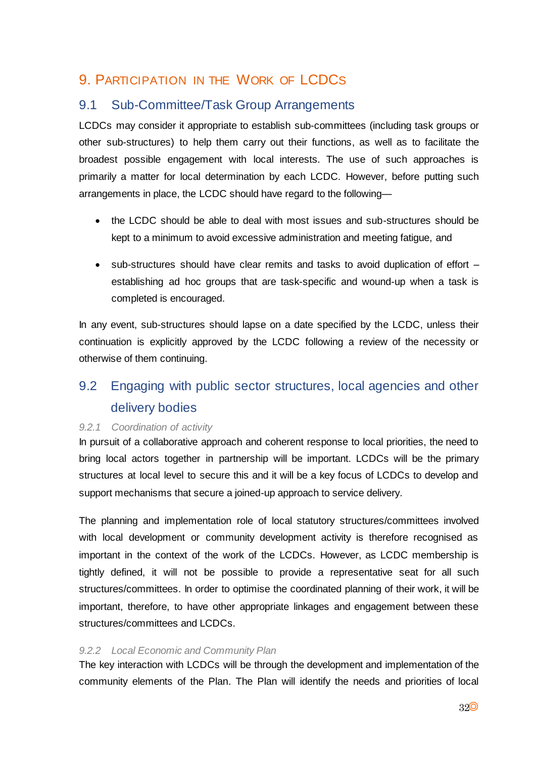# 9. Participation in the Work of LCDCs

## 9.1 Sub-Committee/Task Group Arrangements

LCDCs may consider it appropriate to establish sub-committees (including task groups or other sub-structures) to help them carry out their functions, as well as to facilitate the broadest possible engagement with local interests. The use of such approaches is primarily a matter for local determination by each LCDC. However, before putting such arrangements in place, the LCDC should have regard to the following—

- the LCDC should be able to deal with most issues and sub-structures should be kept to a minimum to avoid excessive administration and meeting fatigue, and

- sub-structures should have clear remits and tasks to avoid duplication of effort – establishing ad hoc groups that are task-specific and wound-up when a task is completed is encouraged.

In any event, sub-structures should lapse on a date specified by the LCDC, unless their continuation is explicitly approved by the LCDC following a review of the necessity or otherwise of them continuing.

## 9.2 Engaging with public sector structures, local agencies and other delivery bodies

### *9.2.1 Coordination of activity*

In pursuit of a collaborative approach and coherent response to local priorities, the need to bring local actors together in partnership will be important. LCDCs will be the primary structures at local level to secure this and it will be a key focus of LCDCs to develop and support mechanisms that secure a joined-up approach to service delivery.

The planning and implementation role of local statutory structures/committees involved with local development or community development activity is therefore recognised as important in the context of the work of the LCDCs. However, as LCDC membership is tightly defined, it will not be possible to provide a representative seat for all such structures/committees. In order to optimise the coordinated planning of their work, it will be important, therefore, to have other appropriate linkages and engagement between these structures/committees and LCDCs.

### *9.2.2 Local Economic and Community Plan*

The key interaction with LCDCs will be through the development and implementation of the community elements of the Plan. The Plan will identify the needs and priorities of local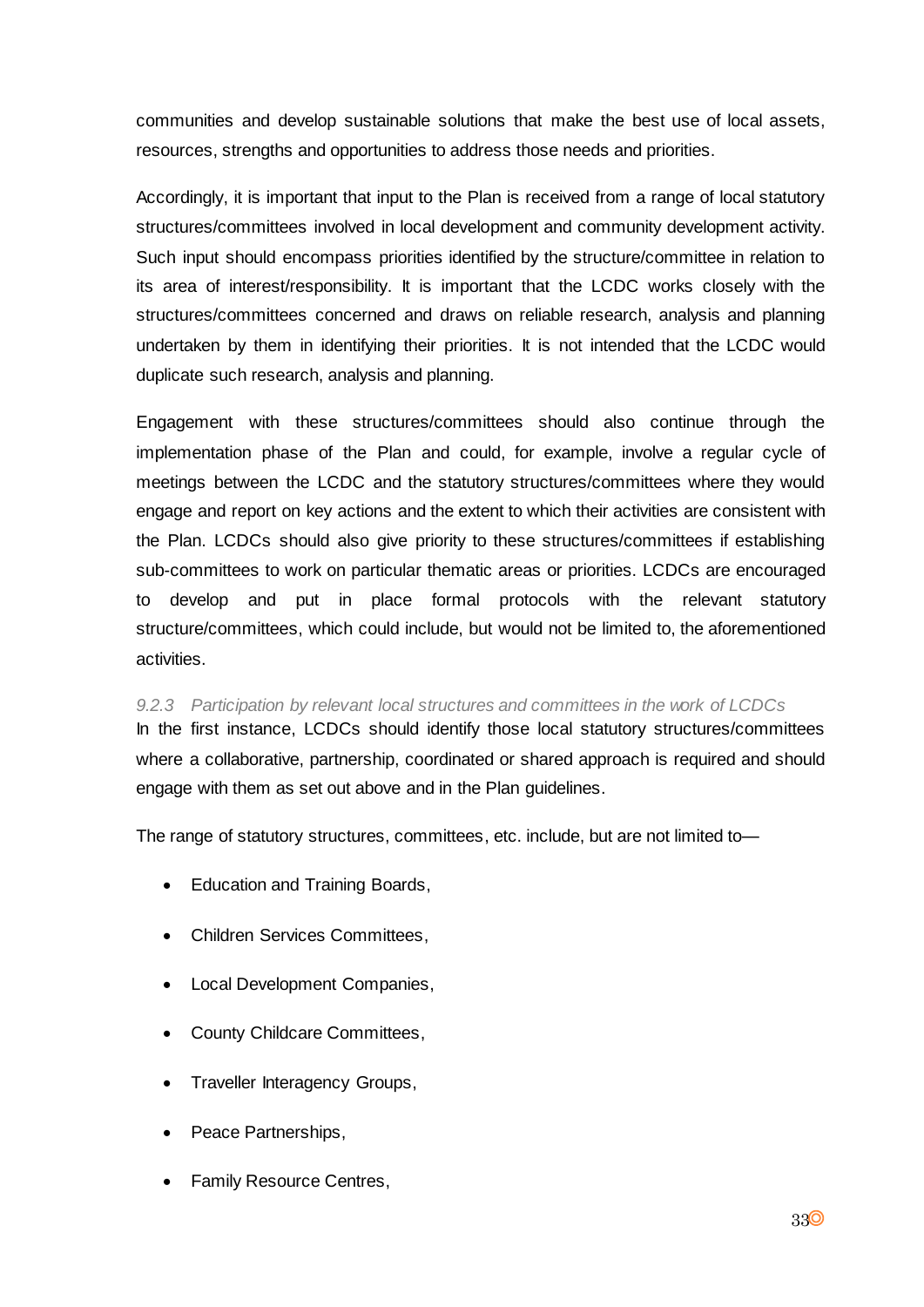communities and develop sustainable solutions that make the best use of local assets, resources, strengths and opportunities to address those needs and priorities.

Accordingly, it is important that input to the Plan is received from a range of local statutory structures/committees involved in local development and community development activity. Such input should encompass priorities identified by the structure/committee in relation to its area of interest/responsibility. It is important that the LCDC works closely with the structures/committees concerned and draws on reliable research, analysis and planning undertaken by them in identifying their priorities. It is not intended that the LCDC would duplicate such research, analysis and planning.

Engagement with these structures/committees should also continue through the implementation phase of the Plan and could, for example, involve a regular cycle of meetings between the LCDC and the statutory structures/committees where they would engage and report on key actions and the extent to which their activities are consistent with the Plan. LCDCs should also give priority to these structures/committees if establishing sub-committees to work on particular thematic areas or priorities. LCDCs are encouraged to develop and put in place formal protocols with the relevant statutory structure/committees, which could include, but would not be limited to, the aforementioned activities.

### *9.2.3 Participation by relevant local structures and committees in the work of LCDCs*

In the first instance, LCDCs should identify those local statutory structures/committees where a collaborative, partnership, coordinated or shared approach is required and should engage with them as set out above and in the Plan guidelines.

The range of statutory structures, committees, etc. include, but are not limited to—

- Education and Training Boards,
- Children Services Committees,
- Local Development Companies,
- County Childcare Committees,
- Traveller Interagency Groups,
- Peace Partnerships,
- Family Resource Centres,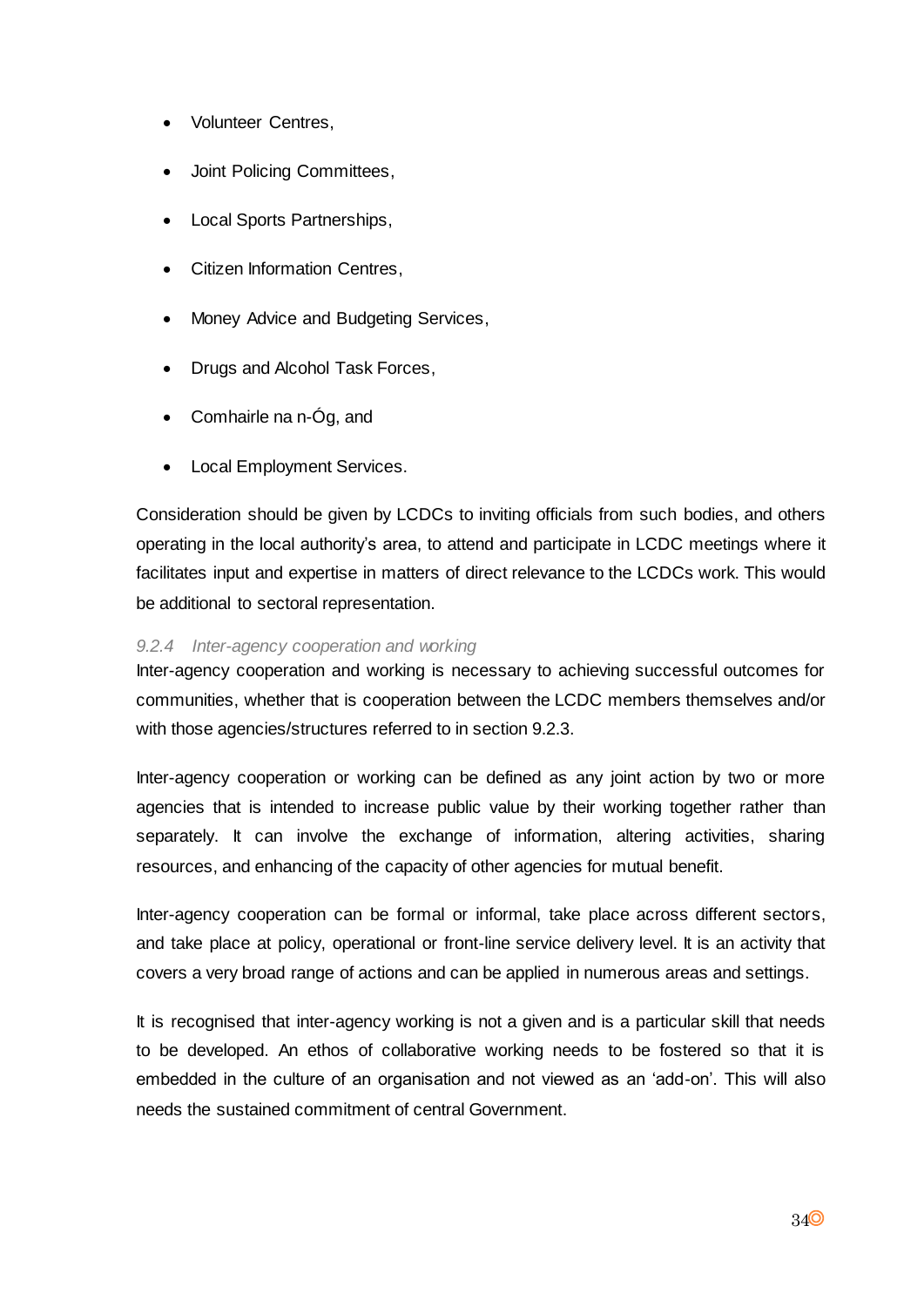- Volunteer Centres,
- Joint Policing Committees,
- Local Sports Partnerships,
- Citizen Information Centres,
- Money Advice and Budgeting Services,
- Drugs and Alcohol Task Forces,
- Comhairle na n-Óg, and
- Local Employment Services.

Consideration should be given by LCDCs to inviting officials from such bodies, and others operating in the local authority's area, to attend and participate in LCDC meetings where it facilitates input and expertise in matters of direct relevance to the LCDCs work. This would be additional to sectoral representation.

#### *9.2.4 Inter-agency cooperation and working*

Inter-agency cooperation and working is necessary to achieving successful outcomes for communities, whether that is cooperation between the LCDC members themselves and/or with those agencies/structures referred to in section 9.2.3.

Inter-agency cooperation or working can be defined as any joint action by two or more agencies that is intended to increase public value by their working together rather than separately. It can involve the exchange of information, altering activities, sharing resources, and enhancing of the capacity of other agencies for mutual benefit.

Inter-agency cooperation can be formal or informal, take place across different sectors, and take place at policy, operational or front-line service delivery level. It is an activity that covers a very broad range of actions and can be applied in numerous areas and settings.

It is recognised that inter-agency working is not a given and is a particular skill that needs to be developed. An ethos of collaborative working needs to be fostered so that it is embedded in the culture of an organisation and not viewed as an 'add-on'. This will also needs the sustained commitment of central Government.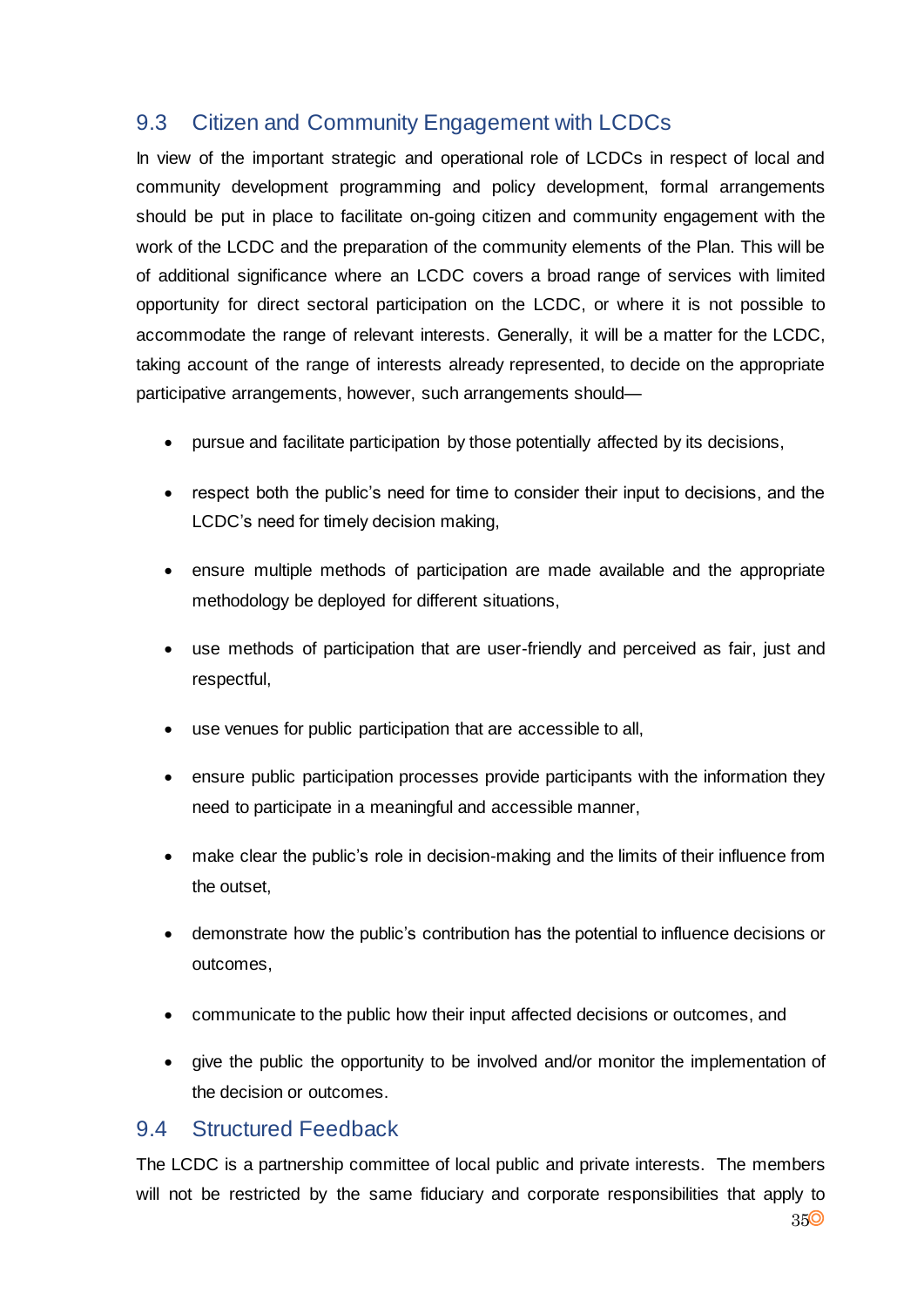## 9.3 Citizen and Community Engagement with LCDCs

In view of the important strategic and operational role of LCDCs in respect of local and community development programming and policy development, formal arrangements should be put in place to facilitate on-going citizen and community engagement with the work of the LCDC and the preparation of the community elements of the Plan. This will be of additional significance where an LCDC covers a broad range of services with limited opportunity for direct sectoral participation on the LCDC, or where it is not possible to accommodate the range of relevant interests. Generally, it will be a matter for the LCDC, taking account of the range of interests already represented, to decide on the appropriate participative arrangements, however, such arrangements should—

- pursue and facilitate participation by those potentially affected by its decisions,
- respect both the public's need for time to consider their input to decisions, and the LCDC's need for timely decision making,
- ensure multiple methods of participation are made available and the appropriate methodology be deployed for different situations,
- use methods of participation that are user-friendly and perceived as fair, just and respectful,
- use venues for public participation that are accessible to all,
- ensure public participation processes provide participants with the information they need to participate in a meaningful and accessible manner,
- make clear the public's role in decision-making and the limits of their influence from the outset,
- demonstrate how the public's contribution has the potential to influence decisions or outcomes,
- communicate to the public how their input affected decisions or outcomes, and
- give the public the opportunity to be involved and/or monitor the implementation of the decision or outcomes.

## 9.4 Structured Feedback

The LCDC is a partnership committee of local public and private interests. The members will not be restricted by the same fiduciary and corporate responsibilities that apply to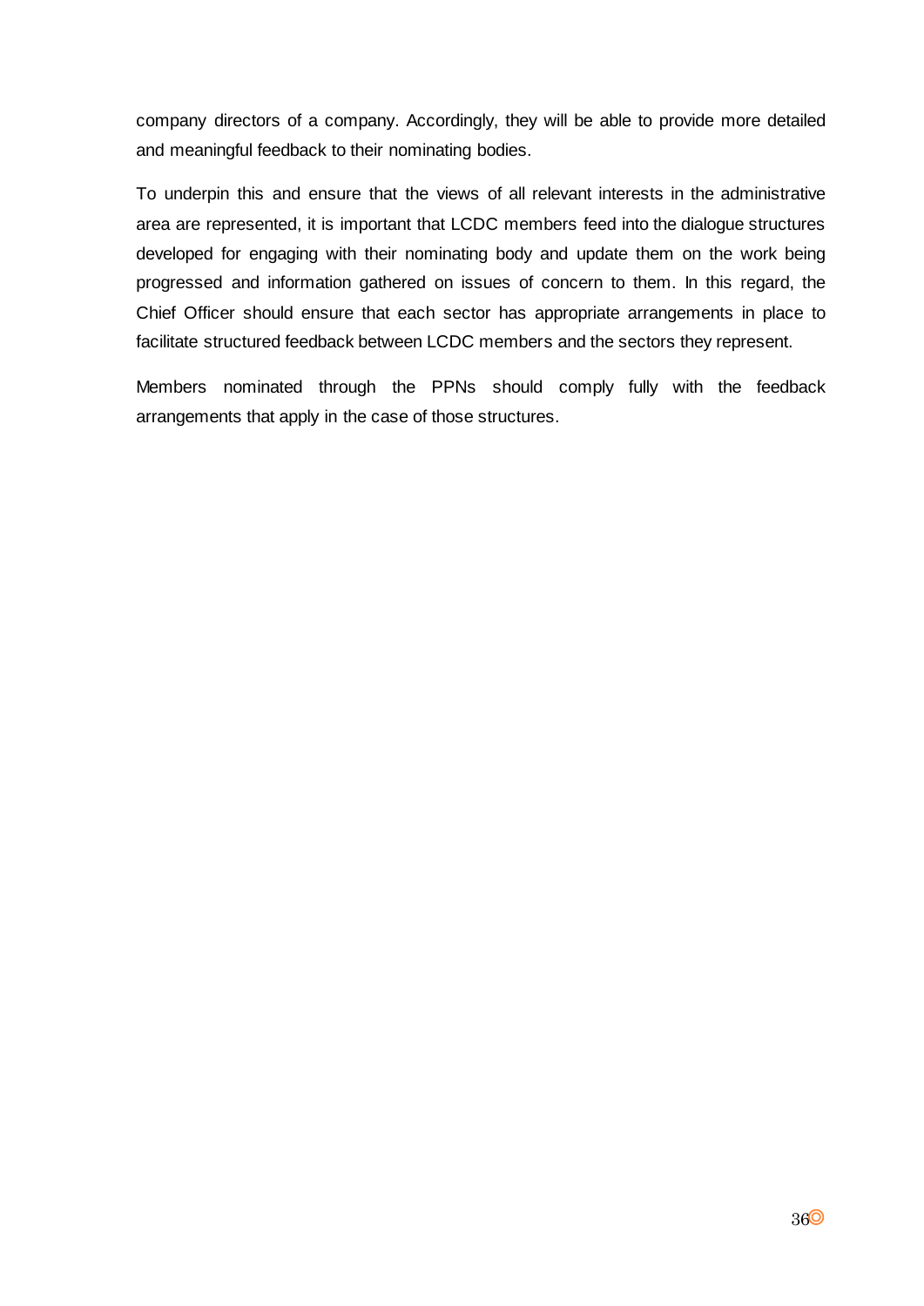company directors of a company. Accordingly, they will be able to provide more detailed and meaningful feedback to their nominating bodies.

To underpin this and ensure that the views of all relevant interests in the administrative area are represented, it is important that LCDC members feed into the dialogue structures developed for engaging with their nominating body and update them on the work being progressed and information gathered on issues of concern to them. In this regard, the Chief Officer should ensure that each sector has appropriate arrangements in place to facilitate structured feedback between LCDC members and the sectors they represent.

Members nominated through the PPNs should comply fully with the feedback arrangements that apply in the case of those structures.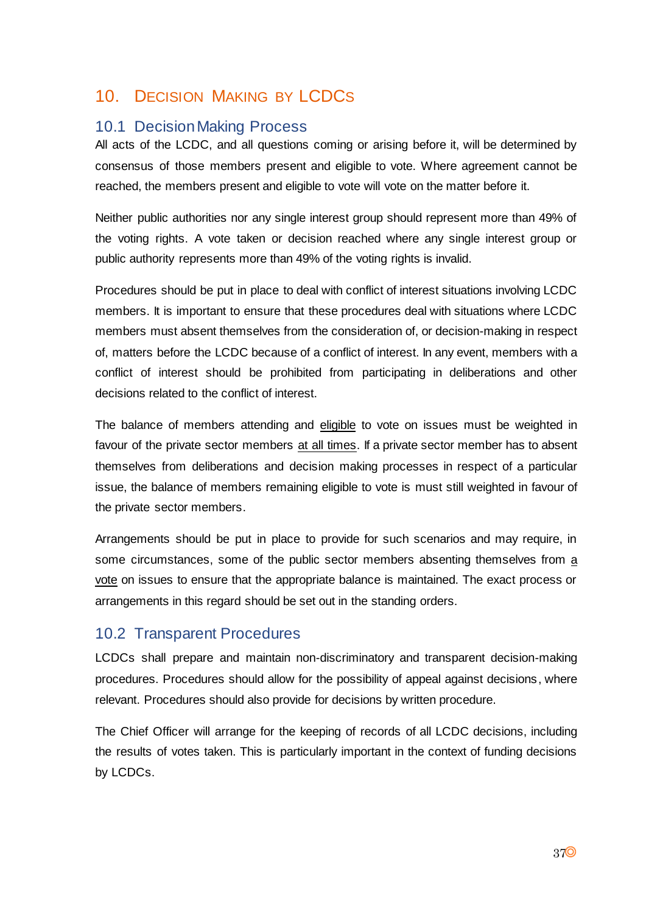# 10. Decision Making by LCDCs

## 10.1 Decision Making Process

All acts of the LCDC, and all questions coming or arising before it, will be determined by consensus of those members present and eligible to vote. Where agreement cannot be reached, the members present and eligible to vote will vote on the matter before it.

Neither public authorities nor any single interest group should represent more than 49% of the voting rights. A vote taken or decision reached where any single interest group or public authority represents more than 49% of the voting rights is invalid.

Procedures should be put in place to deal with conflict of interest situations involving LCDC members. It is important to ensure that these procedures deal with situations where LCDC members must absent themselves from the consideration of, or decision-making in respect of, matters before the LCDC because of a conflict of interest. In any event, members with a conflict of interest should be prohibited from participating in deliberations and other decisions related to the conflict of interest.

The balance of members attending and eligible to vote on issues must be weighted in favour of the private sector members at all times. If a private sector member has to absent themselves from deliberations and decision making processes in respect of a particular issue, the balance of members remaining eligible to vote is must still weighted in favour of the private sector members.

Arrangements should be put in place to provide for such scenarios and may require, in some circumstances, some of the public sector members absenting themselves from a vote on issues to ensure that the appropriate balance is maintained. The exact process or arrangements in this regard should be set out in the standing orders.

## 10.2 Transparent Procedures

LCDCs shall prepare and maintain non-discriminatory and transparent decision-making procedures. Procedures should allow for the possibility of appeal against decisions, where relevant. Procedures should also provide for decisions by written procedure.

The Chief Officer will arrange for the keeping of records of all LCDC decisions, including the results of votes taken. This is particularly important in the context of funding decisions by LCDCs.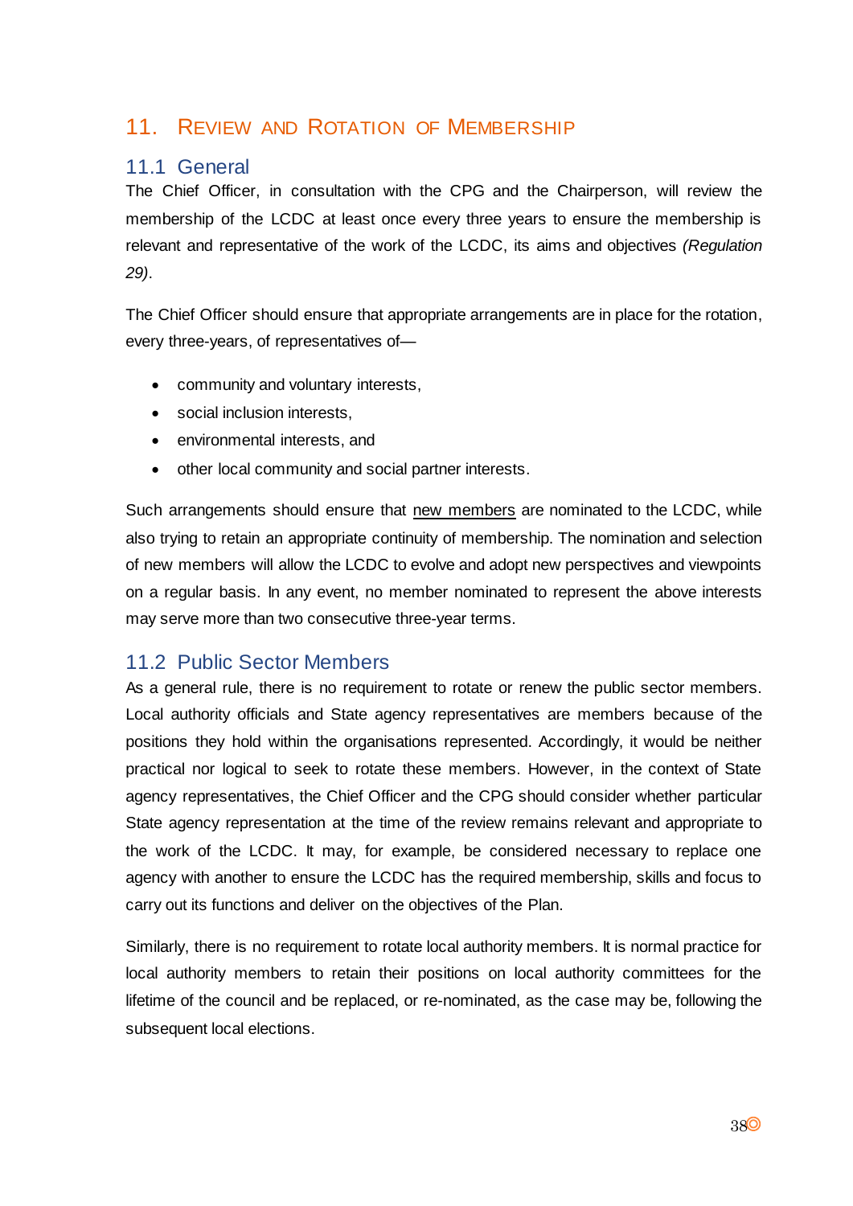# 11. Review and Rotation of Membership

## 11.1 General

The Chief Officer, in consultation with the CPG and the Chairperson, will review the membership of the LCDC at least once every three years to ensure the membership is relevant and representative of the work of the LCDC, its aims and objectives *(Regulation 29)*.

The Chief Officer should ensure that appropriate arrangements are in place for the rotation, every three-years, of representatives of—

- community and voluntary interests,
- social inclusion interests,
- environmental interests, and
- other local community and social partner interests.

Such arrangements should ensure that new members are nominated to the LCDC, while also trying to retain an appropriate continuity of membership. The nomination and selection of new members will allow the LCDC to evolve and adopt new perspectives and viewpoints on a regular basis. In any event, no member nominated to represent the above interests may serve more than two consecutive three-year terms.

## 11.2 Public Sector Members

As a general rule, there is no requirement to rotate or renew the public sector members. Local authority officials and State agency representatives are members because of the positions they hold within the organisations represented. Accordingly, it would be neither practical nor logical to seek to rotate these members. However, in the context of State agency representatives, the Chief Officer and the CPG should consider whether particular State agency representation at the time of the review remains relevant and appropriate to the work of the LCDC. It may, for example, be considered necessary to replace one agency with another to ensure the LCDC has the required membership, skills and focus to carry out its functions and deliver on the objectives of the Plan.

Similarly, there is no requirement to rotate local authority members. It is normal practice for local authority members to retain their positions on local authority committees for the lifetime of the council and be replaced, or re-nominated, as the case may be, following the subsequent local elections.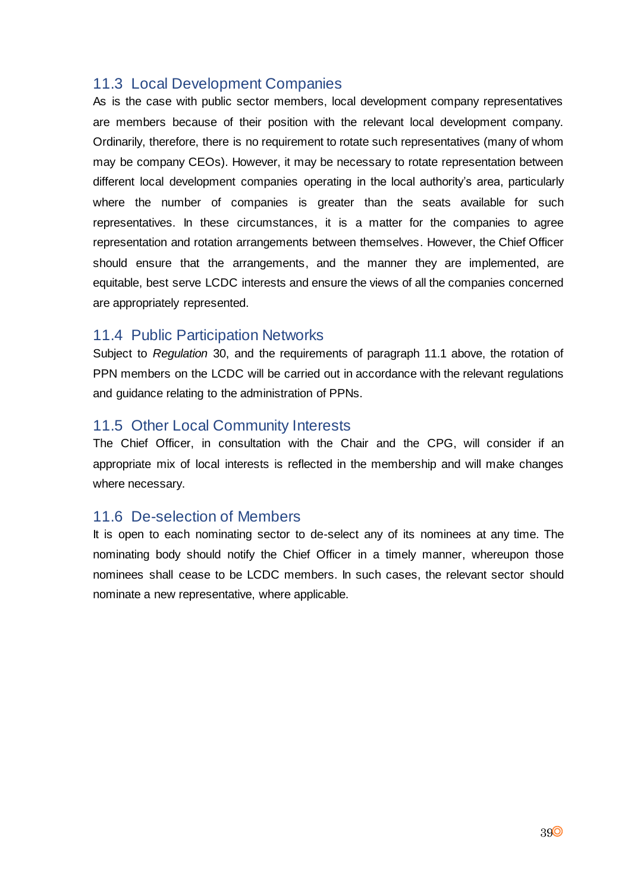### 11.3 Local Development Companies

As is the case with public sector members, local development company representatives are members because of their position with the relevant local development company. Ordinarily, therefore, there is no requirement to rotate such representatives (many of whom may be company CEOs). However, it may be necessary to rotate representation between different local development companies operating in the local authority's area, particularly where the number of companies is greater than the seats available for such representatives. In these circumstances, it is a matter for the companies to agree representation and rotation arrangements between themselves. However, the Chief Officer should ensure that the arrangements, and the manner they are implemented, are equitable, best serve LCDC interests and ensure the views of all the companies concerned are appropriately represented.

### 11.4 Public Participation Networks

Subject to *Regulation* 30, and the requirements of paragraph 11.1 above, the rotation of PPN members on the LCDC will be carried out in accordance with the relevant regulations and guidance relating to the administration of PPNs.

### 11.5 Other Local Community Interests

The Chief Officer, in consultation with the Chair and the CPG, will consider if an appropriate mix of local interests is reflected in the membership and will make changes where necessary.

### 11.6 De-selection of Members

It is open to each nominating sector to de-select any of its nominees at any time. The nominating body should notify the Chief Officer in a timely manner, whereupon those nominees shall cease to be LCDC members. In such cases, the relevant sector should nominate a new representative, where applicable.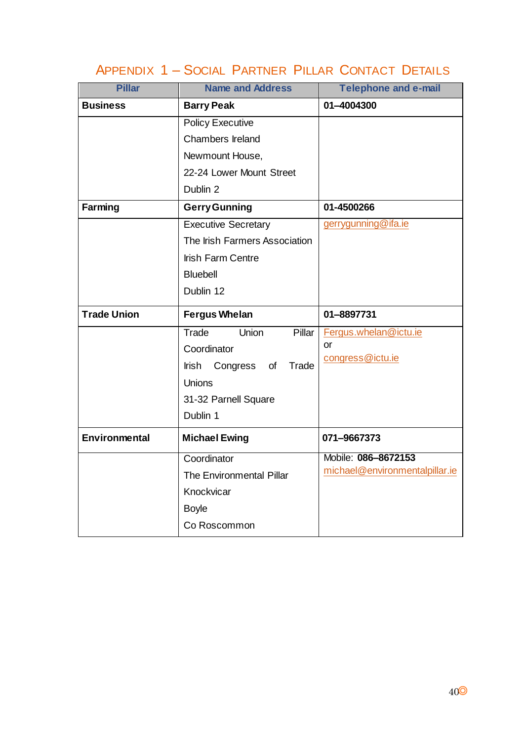# Appendix 1 – Social Partner Pillar Contact Details

| Pillar | Name and Address | Telephone and e-mail |
|---|---|---|
| **Business** | **Barry Peak** | **01–4004300** |
| | Policy Executive<br>Chambers Ireland<br>Newmount House,<br>22-24 Lower Mount Street<br>Dublin 2 | |
| **Farming** | **Gerry Gunning** | **01-4500266** |
| | Executive Secretary<br>The Irish Farmers Association<br>Irish Farm Centre<br>Bluebell<br>Dublin 12 | gerrygunning@ifa.ie |
| **Trade Union** | **Fergus Whelan** | **01–8897731** |
| | Trade Union Pillar Coordinator<br>Irish Congress of Trade Unions<br>31-32 Parnell Square<br>Dublin 1 | Fergus.whelan@ictu.ie<br>or<br>congress@ictu.ie |
| **Environmental** | **Michael Ewing** | **071–9667373** |
| | Coordinator<br>The Environmental Pillar<br>Knockvicar<br>Boyle<br>Co Roscommon | Mobile: **086–8672153**<br>michael@environmentalpillar.ie |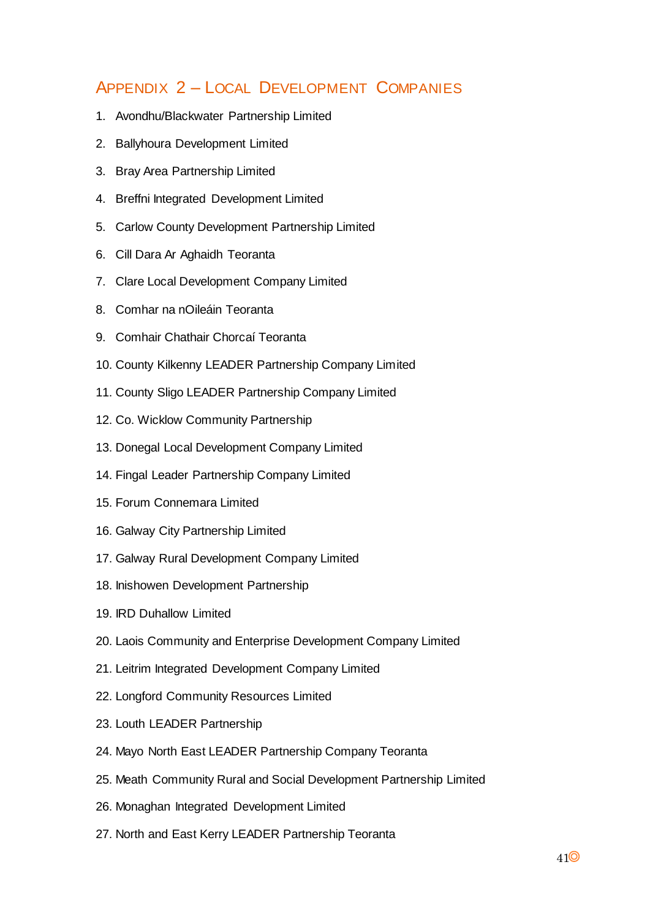## Appendix 2 – Local Development Companies

1. Avondhu/Blackwater Partnership Limited
2. Ballyhoura Development Limited
3. Bray Area Partnership Limited
4. Breffni Integrated Development Limited
5. Carlow County Development Partnership Limited
6. Cill Dara Ar Aghaidh Teoranta
7. Clare Local Development Company Limited
8. Comhar na nOileáin Teoranta
9. Comhair Chathair Chorcaí Teoranta
10. County Kilkenny LEADER Partnership Company Limited
11. County Sligo LEADER Partnership Company Limited
12. Co. Wicklow Community Partnership
13. Donegal Local Development Company Limited
14. Fingal Leader Partnership Company Limited
15. Forum Connemara Limited
16. Galway City Partnership Limited
17. Galway Rural Development Company Limited
18. Inishowen Development Partnership
19. IRD Duhallow Limited
20. Laois Community and Enterprise Development Company Limited
21. Leitrim Integrated Development Company Limited
22. Longford Community Resources Limited
23. Louth LEADER Partnership
24. Mayo North East LEADER Partnership Company Teoranta
25. Meath Community Rural and Social Development Partnership Limited
26. Monaghan Integrated Development Limited
27. North and East Kerry LEADER Partnership Teoranta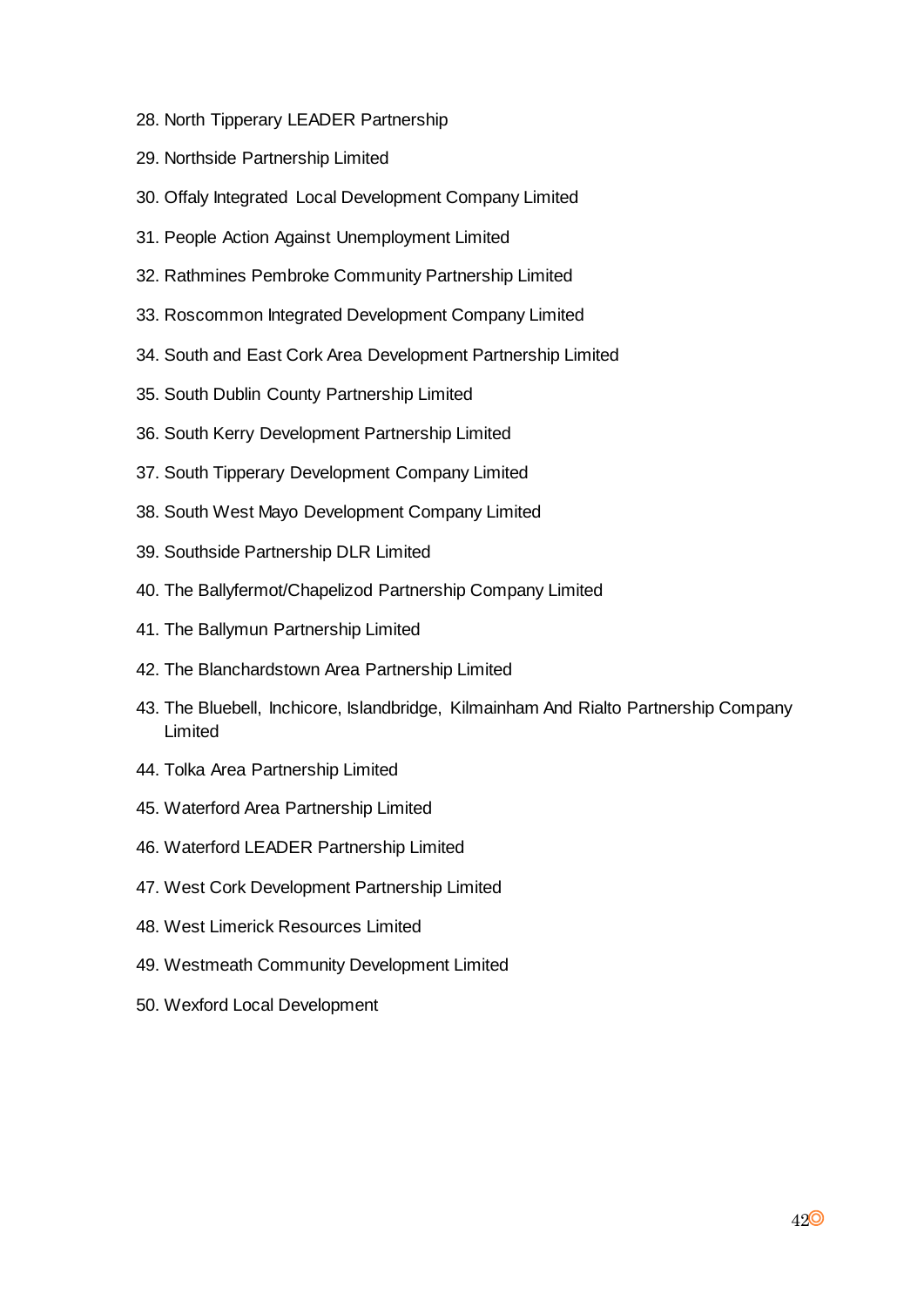28. North Tipperary LEADER Partnership
29. Northside Partnership Limited
30. Offaly Integrated Local Development Company Limited
31. People Action Against Unemployment Limited
32. Rathmines Pembroke Community Partnership Limited
33. Roscommon Integrated Development Company Limited
34. South and East Cork Area Development Partnership Limited
35. South Dublin County Partnership Limited
36. South Kerry Development Partnership Limited
37. South Tipperary Development Company Limited
38. South West Mayo Development Company Limited
39. Southside Partnership DLR Limited
40. The Ballyfermot/Chapelizod Partnership Company Limited
41. The Ballymun Partnership Limited
42. The Blanchardstown Area Partnership Limited
43. The Bluebell, Inchicore, Islandbridge, Kilmainham And Rialto Partnership Company Limited
44. Tolka Area Partnership Limited
45. Waterford Area Partnership Limited
46. Waterford LEADER Partnership Limited
47. West Cork Development Partnership Limited
48. West Limerick Resources Limited
49. Westmeath Community Development Limited
50. Wexford Local Development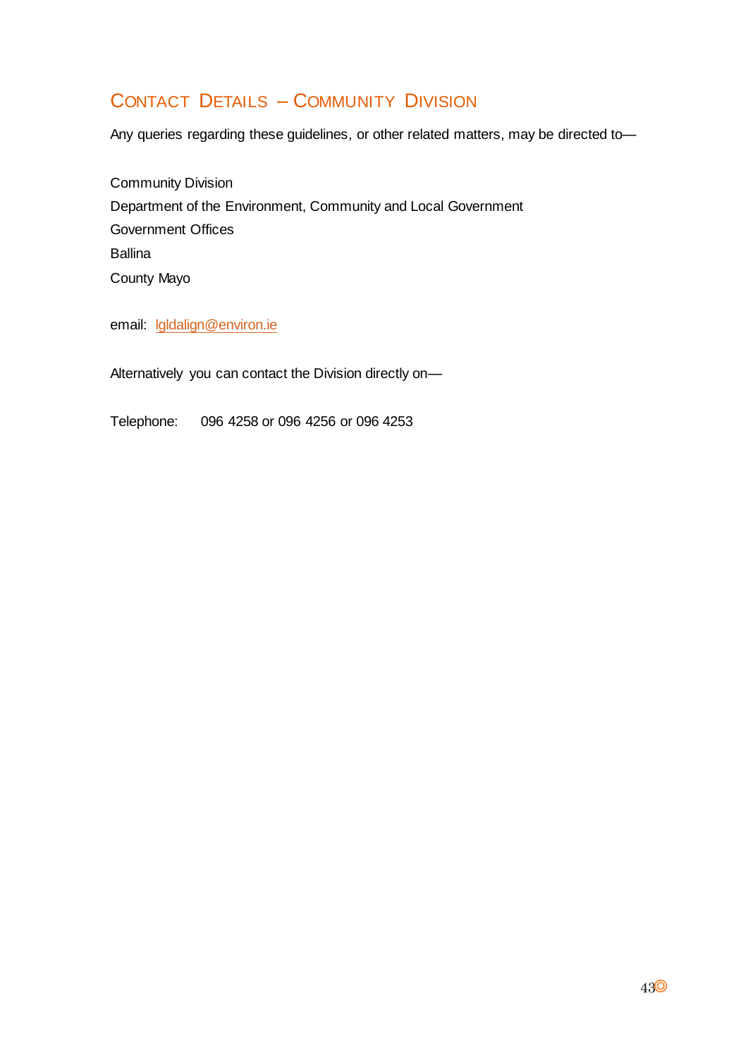## Contact Details – Community Division

Any queries regarding these guidelines, or other related matters, may be directed to—

Community Division
Department of the Environment, Community and Local Government
Government Offices
Ballina
County Mayo

email: lgldalign@environ.ie

Alternatively you can contact the Division directly on—

Telephone: 096 4258 or 096 4256 or 096 4253